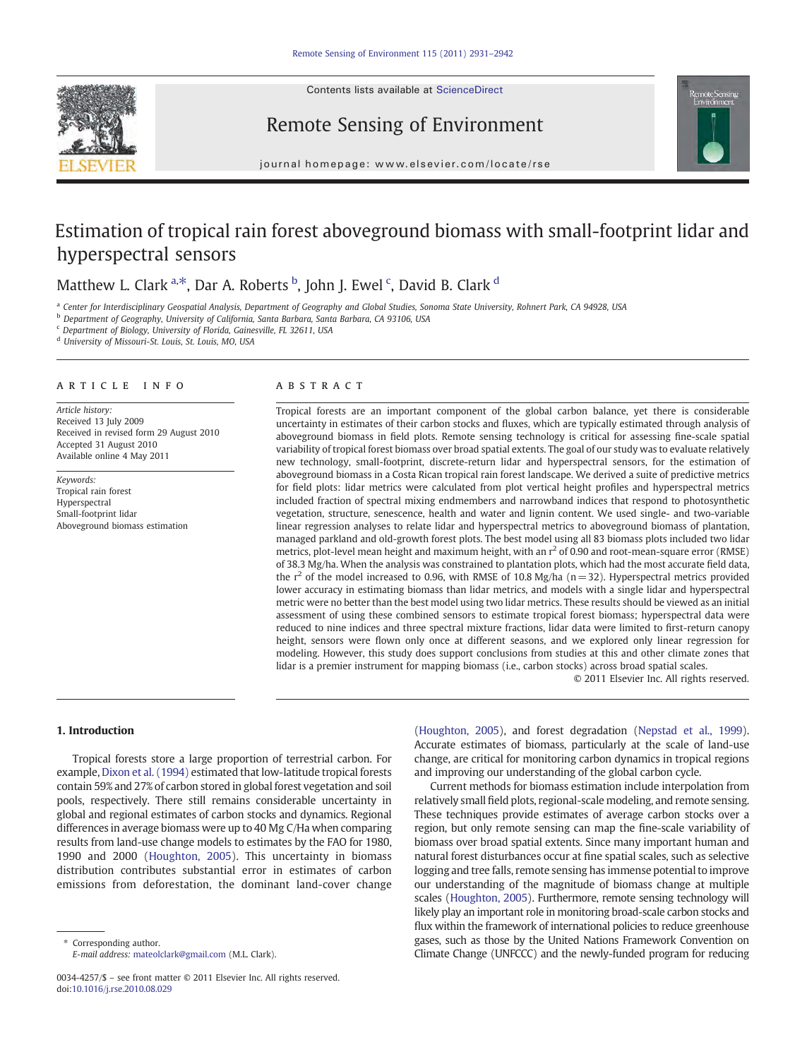# Estimation of tropical rain forest aboveground biomass with small-footprint lidar and hyperspectral sensors

Matthew L. Clark [a,*], Dar A. Roberts [b], John J. Ewel [c], David B. Clark [d]

[a] Center for Interdisciplinary Geospatial Analysis, Department of Geography and Global Studies, Sonoma State University, Rohnert Park, CA 94928, USA
[b] Department of Geography, University of California, Santa Barbara, Santa Barbara, CA 93106, USA
[c] Department of Biology, University of Florida, Gainesville, FL 32611, USA
[d] University of Missouri-St. Louis, St. Louis, MO, USA

## ARTICLE INFO

*Article history:*
Received 13 July 2009
Received in revised form 29 August 2010
Accepted 31 August 2010
Available online 4 May 2011

*Keywords:*
Tropical rain forest
Hyperspectral
Small-footprint lidar
Aboveground biomass estimation

## ABSTRACT

Tropical forests are an important component of the global carbon balance, yet there is considerable uncertainty in estimates of their carbon stocks and fluxes, which are typically estimated through analysis of aboveground biomass in field plots. Remote sensing technology is critical for assessing fine-scale spatial variability of tropical forest biomass over broad spatial extents. The goal of our study was to evaluate relatively new technology, small-footprint, discrete-return lidar and hyperspectral sensors, for the estimation of aboveground biomass in a Costa Rican tropical rain forest landscape. We derived a suite of predictive metrics for field plots: lidar metrics were calculated from plot vertical height profiles and hyperspectral metrics included fraction of spectral mixing endmembers and narrowband indices that respond to photosynthetic vegetation, structure, senescence, health and water and lignin content. We used single- and two-variable linear regression analyses to relate lidar and hyperspectral metrics to aboveground biomass of plantation, managed parkland and old-growth forest plots. The best model using all 83 biomass plots included two lidar metrics, plot-level mean height and maximum height, with an $r^2$ of 0.90 and root-mean-square error (RMSE) of 38.3 Mg/ha. When the analysis was constrained to plantation plots, which had the most accurate field data, the $r^2$ of the model increased to 0.96, with RMSE of 10.8 Mg/ha ($n = 32$). Hyperspectral metrics provided lower accuracy in estimating biomass than lidar metrics, and models with a single lidar and hyperspectral metric were no better than the best model using two lidar metrics. These results should be viewed as an initial assessment of using these combined sensors to estimate tropical forest biomass; hyperspectral data were reduced to nine indices and three spectral mixture fractions, lidar data were limited to first-return canopy height, sensors were flown only once at different seasons, and we explored only linear regression for modeling. However, this study does support conclusions from studies at this and other climate zones that lidar is a premier instrument for mapping biomass (i.e., carbon stocks) across broad spatial scales.

© 2011 Elsevier Inc. All rights reserved.

## 1. Introduction

Tropical forests store a large proportion of terrestrial carbon. For example, Dixon et al. (1994) estimated that low-latitude tropical forests contain 59% and 27% of carbon stored in global forest vegetation and soil pools, respectively. There still remains considerable uncertainty in global and regional estimates of carbon stocks and dynamics. Regional differences in average biomass were up to 40 Mg C/Ha when comparing results from land-use change models to estimates by the FAO for 1980, 1990 and 2000 (Houghton, 2005). This uncertainty in biomass distribution contributes substantial error in estimates of carbon emissions from deforestation, the dominant land-cover change (Houghton, 2005), and forest degradation (Nepstad et al., 1999). Accurate estimates of biomass, particularly at the scale of land-use change, are critical for monitoring carbon dynamics in tropical regions and improving our understanding of the global carbon cycle.

Current methods for biomass estimation include interpolation from relatively small field plots, regional-scale modeling, and remote sensing. These techniques provide estimates of average carbon stocks over a region, but only remote sensing can map the fine-scale variability of biomass over broad spatial extents. Since many important human and natural forest disturbances occur at fine spatial scales, such as selective logging and tree falls, remote sensing has immense potential to improve our understanding of the magnitude of biomass change at multiple scales (Houghton, 2005). Furthermore, remote sensing technology will likely play an important role in monitoring broad-scale carbon stocks and flux within the framework of international policies to reduce greenhouse gases, such as those by the United Nations Framework Convention on Climate Change (UNFCCC) and the newly-funded program for reducing

\* Corresponding author.
*E-mail address:* mateolclark@gmail.com (M.L. Clark).

0034-4257/$ – see front matter © 2011 Elsevier Inc. All rights reserved.
doi:10.1016/j.rse.2010.08.029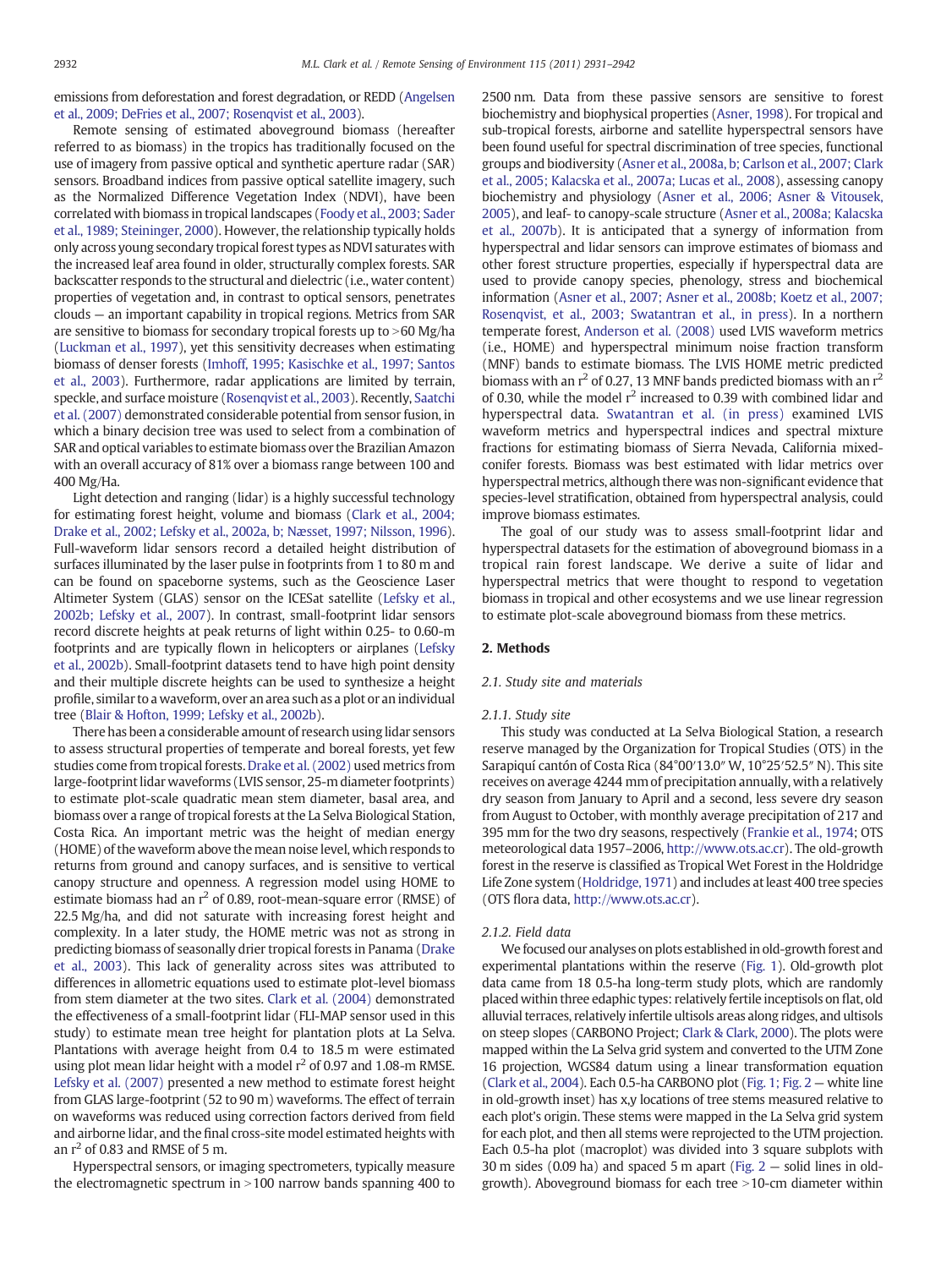emissions from deforestation and forest degradation, or REDD (Angelsen et al., 2009; DeFries et al., 2007; Rosenqvist et al., 2003).

Remote sensing of estimated aboveground biomass (hereafter referred to as biomass) in the tropics has traditionally focused on the use of imagery from passive optical and synthetic aperture radar (SAR) sensors. Broadband indices from passive optical satellite imagery, such as the Normalized Difference Vegetation Index (NDVI), have been correlated with biomass in tropical landscapes (Foody et al., 2003; Sader et al., 1989; Steininger, 2000). However, the relationship typically holds only across young secondary tropical forest types as NDVI saturates with the increased leaf area found in older, structurally complex forests. SAR backscatter responds to the structural and dielectric (i.e., water content) properties of vegetation and, in contrast to optical sensors, penetrates clouds — an important capability in tropical regions. Metrics from SAR are sensitive to biomass for secondary tropical forests up to >60 Mg/ha (Luckman et al., 1997), yet this sensitivity decreases when estimating biomass of denser forests (Imhoff, 1995; Kasischke et al., 1997; Santos et al., 2003). Furthermore, radar applications are limited by terrain, speckle, and surface moisture (Rosenqvist et al., 2003). Recently, Saatchi et al. (2007) demonstrated considerable potential from sensor fusion, in which a binary decision tree was used to select from a combination of SAR and optical variables to estimate biomass over the Brazilian Amazon with an overall accuracy of 81% over a biomass range between 100 and 400 Mg/Ha.

Light detection and ranging (lidar) is a highly successful technology for estimating forest height, volume and biomass (Clark et al., 2004; Drake et al., 2002; Lefsky et al., 2002a, b; Næsset, 1997; Nilsson, 1996). Full-waveform lidar sensors record a detailed height distribution of surfaces illuminated by the laser pulse in footprints from 1 to 80 m and can be found on spaceborne systems, such as the Geoscience Laser Altimeter System (GLAS) sensor on the ICESat satellite (Lefsky et al., 2002b; Lefsky et al., 2007). In contrast, small-footprint lidar sensors record discrete heights at peak returns of light within 0.25- to 0.60-m footprints and are typically flown in helicopters or airplanes (Lefsky et al., 2002b). Small-footprint datasets tend to have high point density and their multiple discrete heights can be used to synthesize a height profile, similar to a waveform, over an area such as a plot or an individual tree (Blair & Hofton, 1999; Lefsky et al., 2002b).

There has been a considerable amount of research using lidar sensors to assess structural properties of temperate and boreal forests, yet few studies come from tropical forests. Drake et al. (2002) used metrics from large-footprint lidar waveforms (LVIS sensor, 25-m diameter footprints) to estimate plot-scale quadratic mean stem diameter, basal area, and biomass over a range of tropical forests at the La Selva Biological Station, Costa Rica. An important metric was the height of median energy (HOME) of the waveform above the mean noise level, which responds to returns from ground and canopy surfaces, and is sensitive to vertical canopy structure and openness. A regression model using HOME to estimate biomass had an $r^2$ of 0.89, root-mean-square error (RMSE) of 22.5 Mg/ha, and did not saturate with increasing forest height and complexity. In a later study, the HOME metric was not as strong in predicting biomass of seasonally drier tropical forests in Panama (Drake et al., 2003). This lack of generality across sites was attributed to differences in allometric equations used to estimate plot-level biomass from stem diameter at the two sites. Clark et al. (2004) demonstrated the effectiveness of a small-footprint lidar (FLI-MAP sensor used in this study) to estimate mean tree height for plantation plots at La Selva. Plantations with average height from 0.4 to 18.5 m were estimated using plot mean lidar height with a model $r^2$ of 0.97 and 1.08-m RMSE. Lefsky et al. (2007) presented a new method to estimate forest height from GLAS large-footprint (52 to 90 m) waveforms. The effect of terrain on waveforms was reduced using correction factors derived from field and airborne lidar, and the final cross-site model estimated heights with an $r^2$ of 0.83 and RMSE of 5 m.

Hyperspectral sensors, or imaging spectrometers, typically measure the electromagnetic spectrum in >100 narrow bands spanning 400 to 2500 nm. Data from these passive sensors are sensitive to forest biochemistry and biophysical properties (Asner, 1998). For tropical and sub-tropical forests, airborne and satellite hyperspectral sensors have been found useful for spectral discrimination of tree species, functional groups and biodiversity (Asner et al., 2008a, b; Carlson et al., 2007; Clark et al., 2005; Kalacska et al., 2007a; Lucas et al., 2008), assessing canopy biochemistry and physiology (Asner et al., 2006; Asner & Vitousek, 2005), and leaf- to canopy-scale structure (Asner et al., 2008a; Kalacska et al., 2007b). It is anticipated that a synergy of information from hyperspectral and lidar sensors can improve estimates of biomass and other forest structure properties, especially if hyperspectral data are used to provide canopy species, phenology, stress and biochemical information (Asner et al., 2007; Asner et al., 2008b; Koetz et al., 2007; Rosenqvist, et al., 2003; Swatantran et al., in press). In a northern temperate forest, Anderson et al. (2008) used LVIS waveform metrics (i.e., HOME) and hyperspectral minimum noise fraction transform (MNF) bands to estimate biomass. The LVIS HOME metric predicted biomass with an $r^2$ of 0.27, 13 MNF bands predicted biomass with an $r^2$ of 0.30, while the model $r^2$ increased to 0.39 with combined lidar and hyperspectral data. Swatantran et al. (in press) examined LVIS waveform metrics and hyperspectral indices and spectral mixture fractions for estimating biomass of Sierra Nevada, California mixed-conifer forests. Biomass was best estimated with lidar metrics over hyperspectral metrics, although there was non-significant evidence that species-level stratification, obtained from hyperspectral analysis, could improve biomass estimates.

The goal of our study was to assess small-footprint lidar and hyperspectral datasets for the estimation of aboveground biomass in a tropical rain forest landscape. We derive a suite of lidar and hyperspectral metrics that were thought to respond to vegetation biomass in tropical and other ecosystems and we use linear regression to estimate plot-scale aboveground biomass from these metrics.

## 2. Methods

### 2.1. Study site and materials

#### 2.1.1. Study site

This study was conducted at La Selva Biological Station, a research reserve managed by the Organization for Tropical Studies (OTS) in the Sarapiquí cantón of Costa Rica (84°00′13.0″ W, 10°25′52.5″ N). This site receives on average 4244 mm of precipitation annually, with a relatively dry season from January to April and a second, less severe dry season from August to October, with monthly average precipitation of 217 and 395 mm for the two dry seasons, respectively (Frankie et al., 1974; OTS meteorological data 1957–2006, http://www.ots.ac.cr). The old-growth forest in the reserve is classified as Tropical Wet Forest in the Holdridge Life Zone system (Holdridge, 1971) and includes at least 400 tree species (OTS flora data, http://www.ots.ac.cr).

#### 2.1.2. Field data

We focused our analyses on plots established in old-growth forest and experimental plantations within the reserve (Fig. 1). Old-growth plot data came from 18 0.5-ha long-term study plots, which are randomly placed within three edaphic types: relatively fertile inceptisols on flat, old alluvial terraces, relatively infertile ultisols areas along ridges, and ultisols on steep slopes (CARBONO Project; Clark & Clark, 2000). The plots were mapped within the La Selva grid system and converted to the UTM Zone 16 projection, WGS84 datum using a linear transformation equation (Clark et al., 2004). Each 0.5-ha CARBONO plot (Fig. 1; Fig. 2 — white line in old-growth inset) has x,y locations of tree stems measured relative to each plot's origin. These stems were mapped in the La Selva grid system for each plot, and then all stems were reprojected to the UTM projection. Each 0.5-ha plot (macroplot) was divided into 3 square subplots with 30 m sides (0.09 ha) and spaced 5 m apart (Fig. 2 — solid lines in old-growth). Aboveground biomass for each tree >10-cm diameter within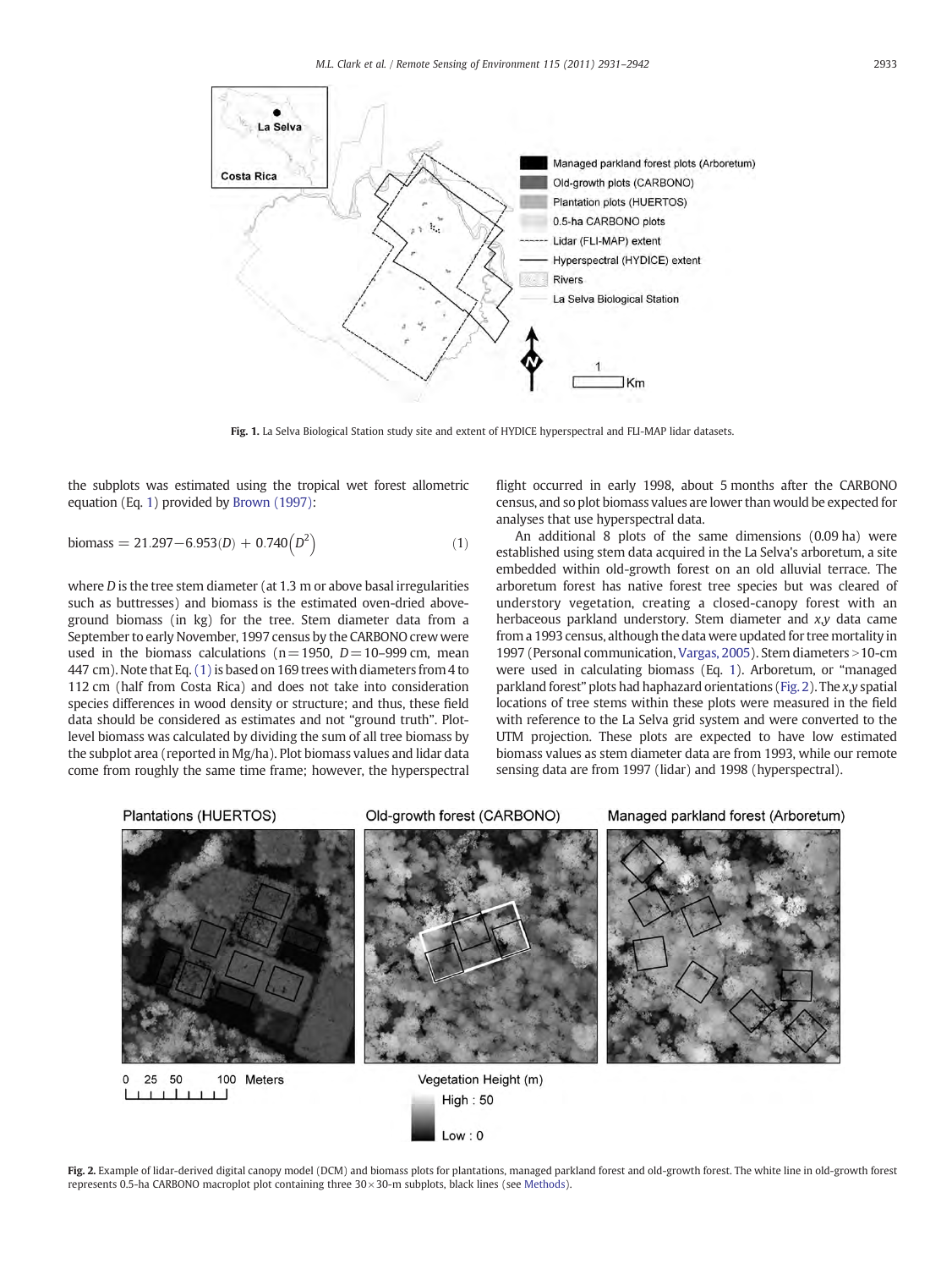Fig. 1. La Selva Biological Station study site and extent of HYDICE hyperspectral and FLI-MAP lidar datasets.

the subplots was estimated using the tropical wet forest allometric equation (Eq. 1) provided by Brown (1997):

$$\text{biomass} = 21.297 - 6.953(D) + 0.740\left(D^2\right) \tag{1}$$

where $D$ is the tree stem diameter (at 1.3 m or above basal irregularities such as buttresses) and biomass is the estimated oven-dried above-ground biomass (in kg) for the tree. Stem diameter data from a September to early November, 1997 census by the CARBONO crew were used in the biomass calculations ($n = 1950$, $D = 10$–999 cm, mean 447 cm). Note that Eq. (1) is based on 169 trees with diameters from 4 to 112 cm (half from Costa Rica) and does not take into consideration species differences in wood density or structure; and thus, these field data should be considered as estimates and not "ground truth". Plot-level biomass was calculated by dividing the sum of all tree biomass by the subplot area (reported in Mg/ha). Plot biomass values and lidar data come from roughly the same time frame; however, the hyperspectral flight occurred in early 1998, about 5 months after the CARBONO census, and so plot biomass values are lower than would be expected for analyses that use hyperspectral data.

An additional 8 plots of the same dimensions (0.09 ha) were established using stem data acquired in the La Selva's arboretum, a site embedded within old-growth forest on an old alluvial terrace. The arboretum forest has native forest tree species but was cleared of understory vegetation, creating a closed-canopy forest with an herbaceous parkland understory. Stem diameter and *x,y* data came from a 1993 census, although the data were updated for tree mortality in 1997 (Personal communication, Vargas, 2005). Stem diameters > 10-cm were used in calculating biomass (Eq. 1). Arboretum, or "managed parkland forest" plots had haphazard orientations (Fig. 2). The *x,y* spatial locations of tree stems within these plots were measured in the field with reference to the La Selva grid system and were converted to the UTM projection. These plots are expected to have low estimated biomass values as stem diameter data are from 1993, while our remote sensing data are from 1997 (lidar) and 1998 (hyperspectral).

Fig. 2. Example of lidar-derived digital canopy model (DCM) and biomass plots for plantations, managed parkland forest and old-growth forest. The white line in old-growth forest represents 0.5-ha CARBONO macroplot plot containing three 30 × 30-m subplots, black lines (see Methods).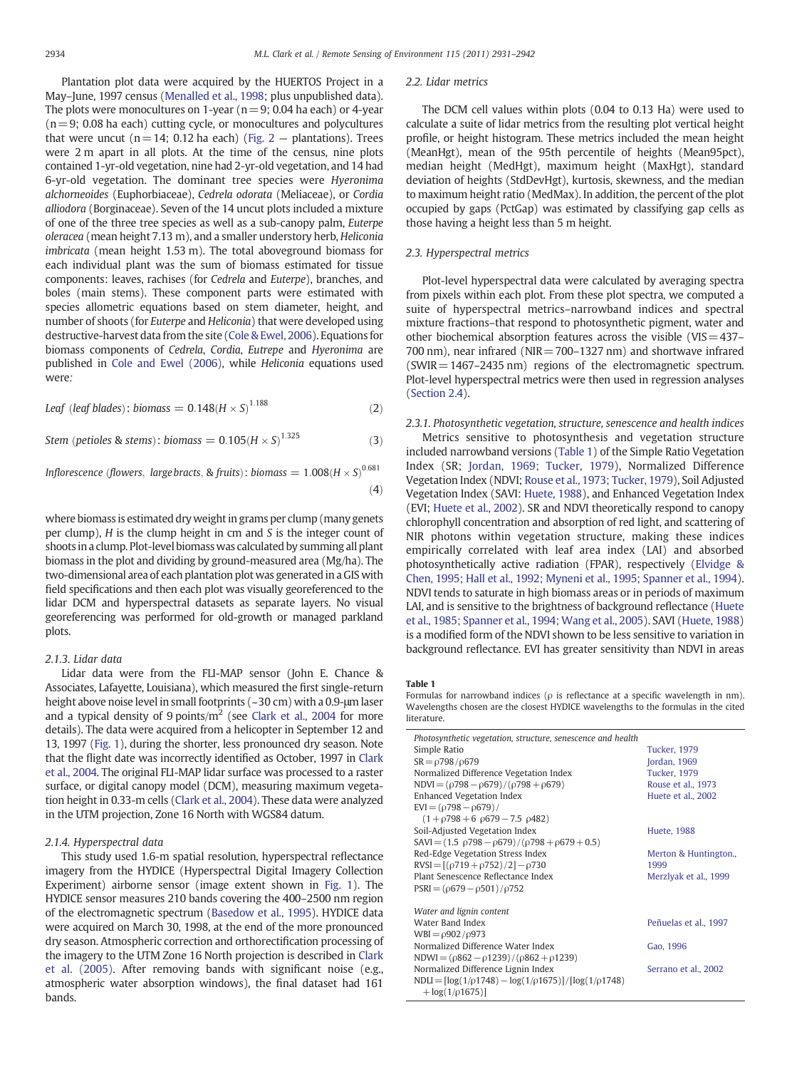Plantation plot data were acquired by the HUERTOS Project in a May–June, 1997 census (Menalled et al., 1998; plus unpublished data). The plots were monocultures on 1-year ($n=9$; 0.04 ha each) or 4-year ($n=9$; 0.08 ha each) cutting cycle, or monocultures and polycultures that were uncut ($n=14$; 0.12 ha each) (Fig. 2 — plantations). Trees were 2 m apart in all plots. At the time of the census, nine plots contained 1-yr-old vegetation, nine had 2-yr-old vegetation, and 14 had 6-yr-old vegetation. The dominant tree species were *Hyeronima alchorneoides* (Euphorbiaceae), *Cedrela odorata* (Meliaceae), or *Cordia alliodora* (Borginaceae). Seven of the 14 uncut plots included a mixture of one of the three tree species as well as a sub-canopy palm, *Euterpe oleracea* (mean height 7.13 m), and a smaller understory herb, *Heliconia imbricata* (mean height 1.53 m). The total aboveground biomass for each individual plant was the sum of biomass estimated for tissue components: leaves, rachises (for *Cedrela* and *Euterpe*), branches, and boles (main stems). These component parts were estimated with species allometric equations based on stem diameter, height, and number of shoots (for *Euterpe* and *Heliconia*) that were developed using destructive-harvest data from the site (Cole & Ewel, 2006). Equations for biomass components of *Cedrela*, *Cordia*, *Eutrepe* and *Hyeronima* are published in Cole and Ewel (2006), while *Heliconia* equations used were:

$$\textit{Leaf (leaf blades)}: \textit{biomass} = 0.148(H \times S)^{1.188} \tag{2}$$

$$\textit{Stem (petioles \& stems)}: \textit{biomass} = 0.105(H \times S)^{1.325} \tag{3}$$

$$\textit{Inflorescence (flowers, large bracts, \& fruits)}: \textit{biomass} = 1.008(H \times S)^{0.681} \tag{4}$$

where biomass is estimated dry weight in grams per clump (many genets per clump), $H$ is the clump height in cm and $S$ is the integer count of shoots in a clump. Plot-level biomass was calculated by summing all plant biomass in the plot and dividing by ground-measured area (Mg/ha). The two-dimensional area of each plantation plot was generated in a GIS with field specifications and then each plot was visually georeferenced to the lidar DCM and hyperspectral datasets as separate layers. No visual georeferencing was performed for old-growth or managed parkland plots.

#### 2.1.3. Lidar data

Lidar data were from the FLI-MAP sensor (John E. Chance & Associates, Lafayette, Louisiana), which measured the first single-return height above noise level in small footprints (~30 cm) with a 0.9-μm laser and a typical density of 9 points/m$^2$ (see Clark et al., 2004 for more details). The data were acquired from a helicopter in September 12 and 13, 1997 (Fig. 1), during the shorter, less pronounced dry season. Note that the flight date was incorrectly identified as October, 1997 in Clark et al., 2004. The original FLI-MAP lidar surface was processed to a raster surface, or digital canopy model (DCM), measuring maximum vegetation height in 0.33-m cells (Clark et al., 2004). These data were analyzed in the UTM projection, Zone 16 North with WGS84 datum.

#### 2.1.4. Hyperspectral data

This study used 1.6-m spatial resolution, hyperspectral reflectance imagery from the HYDICE (Hyperspectral Digital Imagery Collection Experiment) airborne sensor (image extent shown in Fig. 1). The HYDICE sensor measures 210 bands covering the 400–2500 nm region of the electromagnetic spectrum (Basedow et al., 1995). HYDICE data were acquired on March 30, 1998, at the end of the more pronounced dry season. Atmospheric correction and orthorectification processing of the imagery to the UTM Zone 16 North projection is described in Clark et al. (2005). After removing bands with significant noise (e.g., atmospheric water absorption windows), the final dataset had 161 bands.

### 2.2. Lidar metrics

The DCM cell values within plots (0.04 to 0.13 Ha) were used to calculate a suite of lidar metrics from the resulting plot vertical height profile, or height histogram. These metrics included the mean height (MeanHgt), mean of the 95th percentile of heights (Mean95pct), median height (MedHgt), maximum height (MaxHgt), standard deviation of heights (StdDevHgt), kurtosis, skewness, and the median to maximum height ratio (MedMax). In addition, the percent of the plot occupied by gaps (PctGap) was estimated by classifying gap cells as those having a height less than 5 m height.

### 2.3. Hyperspectral metrics

Plot-level hyperspectral data were calculated by averaging spectra from pixels within each plot. From these plot spectra, we computed a suite of hyperspectral metrics–narrowband indices and spectral mixture fractions–that respond to photosynthetic pigment, water and other biochemical absorption features across the visible (VIS = 437–700 nm), near infrared (NIR = 700–1327 nm) and shortwave infrared (SWIR = 1467–2435 nm) regions of the electromagnetic spectrum. Plot-level hyperspectral metrics were then used in regression analyses (Section 2.4).

#### 2.3.1. Photosynthetic vegetation, structure, senescence and health indices

Metrics sensitive to photosynthesis and vegetation structure included narrowband versions (Table 1) of the Simple Ratio Vegetation Index (SR; Jordan, 1969; Tucker, 1979), Normalized Difference Vegetation Index (NDVI; Rouse et al., 1973; Tucker, 1979), Soil Adjusted Vegetation Index (SAVI; Huete, 1988), and Enhanced Vegetation Index (EVI; Huete et al., 2002). SR and NDVI theoretically respond to canopy chlorophyll concentration and absorption of red light, and scattering of NIR photons within vegetation structure, making these indices empirically correlated with leaf area index (LAI) and absorbed photosynthetically active radiation (FPAR), respectively (Elvidge & Chen, 1995; Hall et al., 1992; Myneni et al., 1995; Spanner et al., 1994). NDVI tends to saturate in high biomass areas or in periods of maximum LAI, and is sensitive to the brightness of background reflectance (Huete et al., 1985; Spanner et al., 1994; Wang et al., 2005). SAVI (Huete, 1988) is a modified form of the NDVI shown to be less sensitive to variation in background reflectance. EVI has greater sensitivity than NDVI in areas

**Table 1**
Formulas for narrowband indices (ρ is reflectance at a specific wavelength in nm). Wavelengths chosen are the closest HYDICE wavelengths to the formulas in the cited literature.

| Index | Reference |
|---|---|
| *Photosynthetic vegetation, structure, senescence and health* | |
| Simple Ratio | Tucker, 1979 |
| $SR = \rho798/\rho679$ | Jordan, 1969 |
| Normalized Difference Vegetation Index | Tucker, 1979 |
| $NDVI = (\rho798 - \rho679)/(\rho798 + \rho679)$ | Rouse et al., 1973 |
| Enhanced Vegetation Index | Huete et al., 2002 |
| $EVI = (\rho798 - \rho679)/(1 + \rho798 + 6\ \rho679 - 7.5\ \rho482)$ | |
| Soil-Adjusted Vegetation Index | Huete, 1988 |
| $SAVI = (1.5\ \rho798 - \rho679)/(\rho798 + \rho679 + 0.5)$ | |
| Red-Edge Vegetation Stress Index | Merton & Huntington., 1999 |
| $RVSI = [(\rho719 + \rho752)/2] - \rho730$ | |
| Plant Senescence Reflectance Index | Merzlyak et al., 1999 |
| $PSRI = (\rho679 - \rho501)/\rho752$ | |
| *Water and lignin content* | |
| Water Band Index | Peñuelas et al., 1997 |
| $WBI = \rho902/\rho973$ | |
| Normalized Difference Water Index | Gao, 1996 |
| $NDWI = (\rho862 - \rho1239)/(\rho862 + \rho1239)$ | |
| Normalized Difference Lignin Index | Serrano et al., 2002 |
| $NDLI = [\log(1/\rho1748) - \log(1/\rho1675)]/[\log(1/\rho1748) + \log(1/\rho1675)]$ | |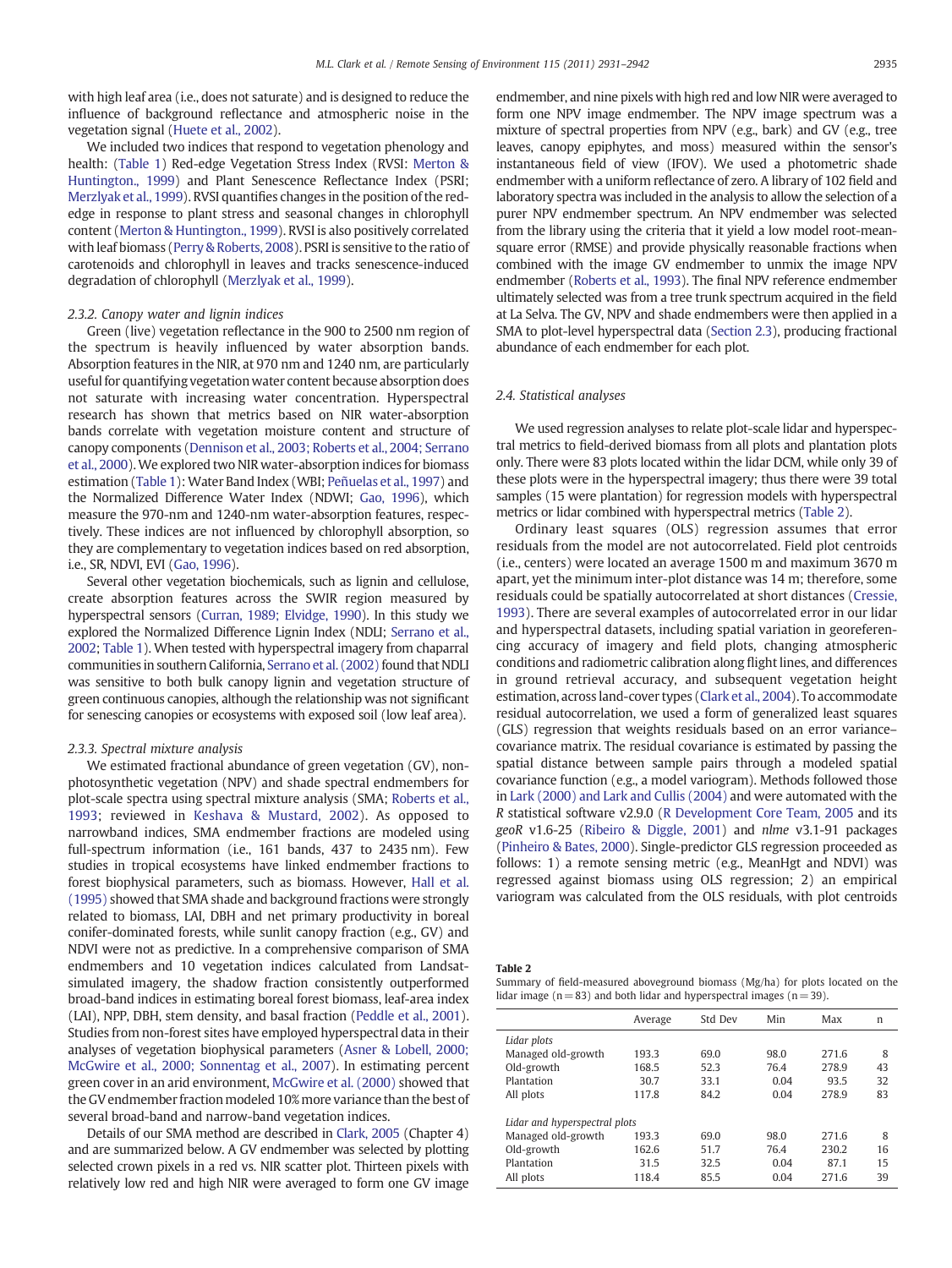with high leaf area (i.e., does not saturate) and is designed to reduce the influence of background reflectance and atmospheric noise in the vegetation signal (Huete et al., 2002).

We included two indices that respond to vegetation phenology and health: (Table 1) Red-edge Vegetation Stress Index (RVSI: Merton & Huntington., 1999) and Plant Senescence Reflectance Index (PSRI; Merzlyak et al., 1999). RVSI quantifies changes in the position of the red-edge in response to plant stress and seasonal changes in chlorophyll content (Merton & Huntington., 1999). RVSI is also positively correlated with leaf biomass (Perry & Roberts, 2008). PSRI is sensitive to the ratio of carotenoids and chlorophyll in leaves and tracks senescence-induced degradation of chlorophyll (Merzlyak et al., 1999).

#### 2.3.2. Canopy water and lignin indices

Green (live) vegetation reflectance in the 900 to 2500 nm region of the spectrum is heavily influenced by water absorption bands. Absorption features in the NIR, at 970 nm and 1240 nm, are particularly useful for quantifying vegetation water content because absorption does not saturate with increasing water concentration. Hyperspectral research has shown that metrics based on NIR water-absorption bands correlate with vegetation moisture content and structure of canopy components (Dennison et al., 2003; Roberts et al., 2004; Serrano et al., 2000). We explored two NIR water-absorption indices for biomass estimation (Table 1): Water Band Index (WBI; Peñuelas et al., 1997) and the Normalized Difference Water Index (NDWI; Gao, 1996), which measure the 970-nm and 1240-nm water-absorption features, respectively. These indices are not influenced by chlorophyll absorption, so they are complementary to vegetation indices based on red absorption, i.e., SR, NDVI, EVI (Gao, 1996).

Several other vegetation biochemicals, such as lignin and cellulose, create absorption features across the SWIR region measured by hyperspectral sensors (Curran, 1989; Elvidge, 1990). In this study we explored the Normalized Difference Lignin Index (NDLI; Serrano et al., 2002; Table 1). When tested with hyperspectral imagery from chaparral communities in southern California, Serrano et al. (2002) found that NDLI was sensitive to both bulk canopy lignin and vegetation structure of green continuous canopies, although the relationship was not significant for senescing canopies or ecosystems with exposed soil (low leaf area).

#### 2.3.3. Spectral mixture analysis

We estimated fractional abundance of green vegetation (GV), non-photosynthetic vegetation (NPV) and shade spectral endmembers for plot-scale spectra using spectral mixture analysis (SMA; Roberts et al., 1993; reviewed in Keshava & Mustard, 2002). As opposed to narrowband indices, SMA endmember fractions are modeled using full-spectrum information (i.e., 161 bands, 437 to 2435 nm). Few studies in tropical ecosystems have linked endmember fractions to forest biophysical parameters, such as biomass. However, Hall et al. (1995) showed that SMA shade and background fractions were strongly related to biomass, LAI, DBH and net primary productivity in boreal conifer-dominated forests, while sunlit canopy fraction (e.g., GV) and NDVI were not as predictive. In a comprehensive comparison of SMA endmembers and 10 vegetation indices calculated from Landsat-simulated imagery, the shadow fraction consistently outperformed broad-band indices in estimating boreal forest biomass, leaf-area index (LAI), NPP, DBH, stem density, and basal fraction (Peddle et al., 2001). Studies from non-forest sites have employed hyperspectral data in their analyses of vegetation biophysical parameters (Asner & Lobell, 2000; McGwire et al., 2000; Sonnentag et al., 2007). In estimating percent green cover in an arid environment, McGwire et al. (2000) showed that the GV endmember fraction modeled 10% more variance than the best of several broad-band and narrow-band vegetation indices.

Details of our SMA method are described in Clark, 2005 (Chapter 4) and are summarized below. A GV endmember was selected by plotting selected crown pixels in a red vs. NIR scatter plot. Thirteen pixels with relatively low red and high NIR were averaged to form one GV image endmember, and nine pixels with high red and low NIR were averaged to form one NPV image endmember. The NPV image spectrum was a mixture of spectral properties from NPV (e.g., bark) and GV (e.g., tree leaves, canopy epiphytes, and moss) measured within the sensor's instantaneous field of view (IFOV). We used a photometric shade endmember with a uniform reflectance of zero. A library of 102 field and laboratory spectra was included in the analysis to allow the selection of a purer NPV endmember spectrum. An NPV endmember was selected from the library using the criteria that it yield a low model root-mean-square error (RMSE) and provide physically reasonable fractions when combined with the image GV endmember to unmix the image NPV endmember (Roberts et al., 1993). The final NPV reference endmember ultimately selected was from a tree trunk spectrum acquired in the field at La Selva. The GV, NPV and shade endmembers were then applied in a SMA to plot-level hyperspectral data (Section 2.3), producing fractional abundance of each endmember for each plot.

### 2.4. Statistical analyses

We used regression analyses to relate plot-scale lidar and hyperspectral metrics to field-derived biomass from all plots and plantation plots only. There were 83 plots located within the lidar DCM, while only 39 of these plots were in the hyperspectral imagery; thus there were 39 total samples (15 were plantation) for regression models with hyperspectral metrics or lidar combined with hyperspectral metrics (Table 2).

Ordinary least squares (OLS) regression assumes that error residuals from the model are not autocorrelated. Field plot centroids (i.e., centers) were located an average 1500 m and maximum 3670 m apart, yet the minimum inter-plot distance was 14 m; therefore, some residuals could be spatially autocorrelated at short distances (Cressie, 1993). There are several examples of autocorrelated error in our lidar and hyperspectral datasets, including spatial variation in georeferencing accuracy of imagery and field plots, changing atmospheric conditions and radiometric calibration along flight lines, and differences in ground retrieval accuracy, and subsequent vegetation height estimation, across land-cover types (Clark et al., 2004). To accommodate residual autocorrelation, we used a form of generalized least squares (GLS) regression that weights residuals based on an error variance–covariance matrix. The residual covariance is estimated by passing the spatial distance between sample pairs through a modeled spatial covariance function (e.g., a model variogram). Methods followed those in Lark (2000) and Lark and Cullis (2004) and were automated with the *R* statistical software v2.9.0 (R Development Core Team, 2005 and its *geoR* v1.6-25 (Ribeiro & Diggle, 2001) and *nlme* v3.1-91 packages (Pinheiro & Bates, 2000). Single-predictor GLS regression proceeded as follows: 1) a remote sensing metric (e.g., MeanHgt and NDVI) was regressed against biomass using OLS regression; 2) an empirical variogram was calculated from the OLS residuals, with plot centroids

**Table 2**
Summary of field-measured aboveground biomass (Mg/ha) for plots located on the lidar image (n = 83) and both lidar and hyperspectral images (n = 39).

| | Average | Std Dev | Min | Max | n |
|---|---|---|---|---|---|
| *Lidar plots* | | | | | |
| Managed old-growth | 193.3 | 69.0 | 98.0 | 271.6 | 8 |
| Old-growth | 168.5 | 52.3 | 76.4 | 278.9 | 43 |
| Plantation | 30.7 | 33.1 | 0.04 | 93.5 | 32 |
| All plots | 117.8 | 84.2 | 0.04 | 278.9 | 83 |
| *Lidar and hyperspectral plots* | | | | | |
| Managed old-growth | 193.3 | 69.0 | 98.0 | 271.6 | 8 |
| Old-growth | 162.6 | 51.7 | 76.4 | 230.2 | 16 |
| Plantation | 31.5 | 32.5 | 0.04 | 87.1 | 15 |
| All plots | 118.4 | 85.5 | 0.04 | 271.6 | 39 |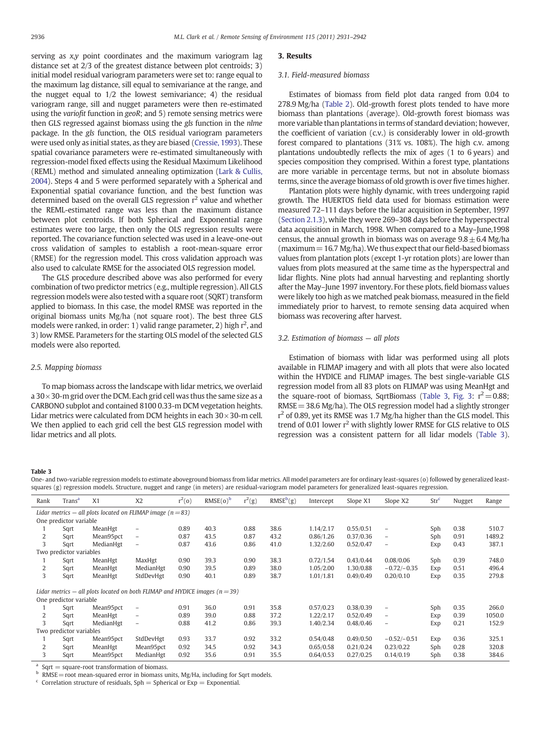serving as x,y point coordinates and the maximum variogram lag distance set at 2/3 of the greatest distance between plot centroids; 3) initial model residual variogram parameters were set to: range equal to the maximum lag distance, sill equal to semivariance at the range, and the nugget equal to 1/2 the lowest semivariance; 4) the residual variogram range, sill and nugget parameters were then re-estimated using the *variofit* function in *geoR*; and 5) remote sensing metrics were then GLS regressed against biomass using the *gls* function in the *nlme* package. In the *gls* function, the OLS residual variogram parameters were used only as initial states, as they are biased (Cressie, 1993). These spatial covariance parameters were re-estimated simultaneously with regression-model fixed effects using the Residual Maximum Likelihood (REML) method and simulated annealing optimization (Lark & Cullis, 2004). Steps 4 and 5 were performed separately with a Spherical and Exponential spatial covariance function, and the best function was determined based on the overall GLS regression $r^2$ value and whether the REML-estimated range was less than the maximum distance between plot centroids. If both Spherical and Exponential range estimates were too large, then only the OLS regression results were reported. The covariance function selected was used in a leave-one-out cross validation of samples to establish a root-mean-square error (RMSE) for the regression model. This cross validation approach was also used to calculate RMSE for the associated OLS regression model.

The GLS procedure described above was also performed for every combination of two predictor metrics (e.g., multiple regression). All GLS regression models were also tested with a square root (SQRT) transform applied to biomass. In this case, the model RMSE was reported in the original biomass units Mg/ha (not square root). The best three GLS models were ranked, in order: 1) valid range parameter, 2) high $r^2$, and 3) low RMSE. Parameters for the starting OLS model of the selected GLS models were also reported.

### 2.5. Mapping biomass

To map biomass across the landscape with lidar metrics, we overlaid a 30 × 30-m grid over the DCM. Each grid cell was thus the same size as a CARBONO subplot and contained 8100 0.33-m DCM vegetation heights. Lidar metrics were calculated from DCM heights in each 30 × 30-m cell. We then applied to each grid cell the best GLS regression model with lidar metrics and all plots.

## 3. Results

### 3.1. Field-measured biomass

Estimates of biomass from field plot data ranged from 0.04 to 278.9 Mg/ha (Table 2). Old-growth forest plots tended to have more biomass than plantations (average). Old-growth forest biomass was more variable than plantations in terms of standard deviation; however, the coefficient of variation (c.v.) is considerably lower in old-growth forest compared to plantations (31% vs. 108%). The high c.v. among plantations undoubtedly reflects the mix of ages (1 to 6 years) and species composition they comprised. Within a forest type, plantations are more variable in percentage terms, but not in absolute biomass terms, since the average biomass of old growth is over five times higher.

Plantation plots were highly dynamic, with trees undergoing rapid growth. The HUERTOS field data used for biomass estimation were measured 72–111 days before the lidar acquisition in September, 1997 (Section 2.1.3), while they were 269–308 days before the hyperspectral data acquisition in March, 1998. When compared to a May–June,1998 census, the annual growth in biomass was on average 9.8 ± 6.4 Mg/ha (maximum = 16.7 Mg/ha). We thus expect that our field-based biomass values from plantation plots (except 1-yr rotation plots) are lower than values from plots measured at the same time as the hyperspectral and lidar flights. Nine plots had annual harvesting and replanting shortly after the May–June 1997 inventory. For these plots, field biomass values were likely too high as we matched peak biomass, measured in the field immediately prior to harvest, to remote sensing data acquired when biomass was recovering after harvest.

### 3.2. Estimation of biomass — all plots

Estimation of biomass with lidar was performed using all plots available in FLIMAP imagery and with all plots that were also located within the HYDICE and FLIMAP images. The best single-variable GLS regression model from all 83 plots on FLIMAP was using MeanHgt and the square-root of biomass, SqrtBiomass (Table 3, Fig. 3: $r^2 = 0.88$; RMSE = 38.6 Mg/ha). The OLS regression model had a slightly stronger $r^2$ of 0.89, yet its RMSE was 1.7 Mg/ha higher than the GLS model. This trend of 0.01 lower $r^2$ with slightly lower RMSE for GLS relative to OLS regression was a consistent pattern for all lidar models (Table 3).

**Table 3**
One- and two-variable regression models to estimate aboveground biomass from lidar metrics. All model parameters are for ordinary least-squares (o) followed by generalized least-squares (g) regression models. Structure, nugget and range (in meters) are residual-variogram model parameters for generalized least-squares regression.

| Rank | Trans[a] | X1 | X2 | $r^2$(o) | RMSE(o)[b] | $r^2$(g) | RMSE[b](g) | Intercept | Slope X1 | Slope X2 | Str[c] | Nugget | Range |
|---|---|---|---|---|---|---|---|---|---|---|---|---|---|
| *Lidar metrics — all plots located on FLIMAP image (n = 83)* | | | | | | | | | | | | | |
| One predictor variable | | | | | | | | | | | | | |
| 1 | Sqrt | MeanHgt | – | 0.89 | 40.3 | 0.88 | 38.6 | 1.14/2.17 | 0.55/0.51 | – | Sph | 0.38 | 510.7 |
| 2 | Sqrt | Mean95pct | – | 0.87 | 43.5 | 0.87 | 43.2 | 0.86/1.26 | 0.37/0.36 | – | Sph | 0.91 | 1489.2 |
| 3 | Sqrt | MedianHgt | – | 0.87 | 43.6 | 0.86 | 41.0 | 1.32/2.60 | 0.52/0.47 | – | Exp | 0.43 | 387.1 |
| Two predictor variables | | | | | | | | | | | | | |
| 1 | Sqrt | MeanHgt | MaxHgt | 0.90 | 39.3 | 0.90 | 38.3 | 0.72/1.54 | 0.43/0.44 | 0.08/0.06 | Sph | 0.39 | 748.0 |
| 2 | Sqrt | MeanHgt | MedianHgt | 0.90 | 39.5 | 0.89 | 38.0 | 1.05/2.00 | 1.30/0.88 | −0.72/−0.35 | Exp | 0.51 | 496.4 |
| 3 | Sqrt | MeanHgt | StdDevHgt | 0.90 | 40.1 | 0.89 | 38.7 | 1.01/1.81 | 0.49/0.49 | 0.20/0.10 | Exp | 0.35 | 279.8 |
| *Lidar metrics — all plots located on both FLIMAP and HYDICE images (n = 39)* | | | | | | | | | | | | | |
| One predictor variable | | | | | | | | | | | | | |
| 1 | Sqrt | Mean95pct | – | 0.91 | 36.0 | 0.91 | 35.8 | 0.57/0.23 | 0.38/0.39 | – | Sph | 0.35 | 266.0 |
| 2 | Sqrt | MeanHgt | – | 0.89 | 39.0 | 0.88 | 37.2 | 1.22/2.17 | 0.52/0.49 | – | Exp | 0.39 | 1050.0 |
| 3 | Sqrt | MedianHgt | – | 0.88 | 41.2 | 0.86 | 39.3 | 1.40/2.34 | 0.48/0.46 | – | Sph | 0.21 | 152.9 |
| Two predictor variables | | | | | | | | | | | | | |
| 1 | Sqrt | Mean95pct | StdDevHgt | 0.93 | 33.7 | 0.92 | 33.2 | 0.54/0.48 | 0.49/0.50 | −0.52/−0.51 | Exp | 0.36 | 325.1 |
| 2 | Sqrt | MeanHgt | Mean95pct | 0.92 | 34.5 | 0.92 | 34.3 | 0.65/0.58 | 0.21/0.24 | 0.23/0.22 | Sph | 0.28 | 320.8 |
| 3 | Sqrt | Mean95pct | MedianHgt | 0.92 | 35.6 | 0.91 | 35.5 | 0.64/0.53 | 0.27/0.25 | 0.14/0.19 | Sph | 0.38 | 384.6 |

[a] Sqrt = square-root transformation of biomass.
[b] RMSE = root mean-squared error in biomass units, Mg/Ha, including for Sqrt models.
[c] Correlation structure of residuals, Sph = Spherical or Exp = Exponential.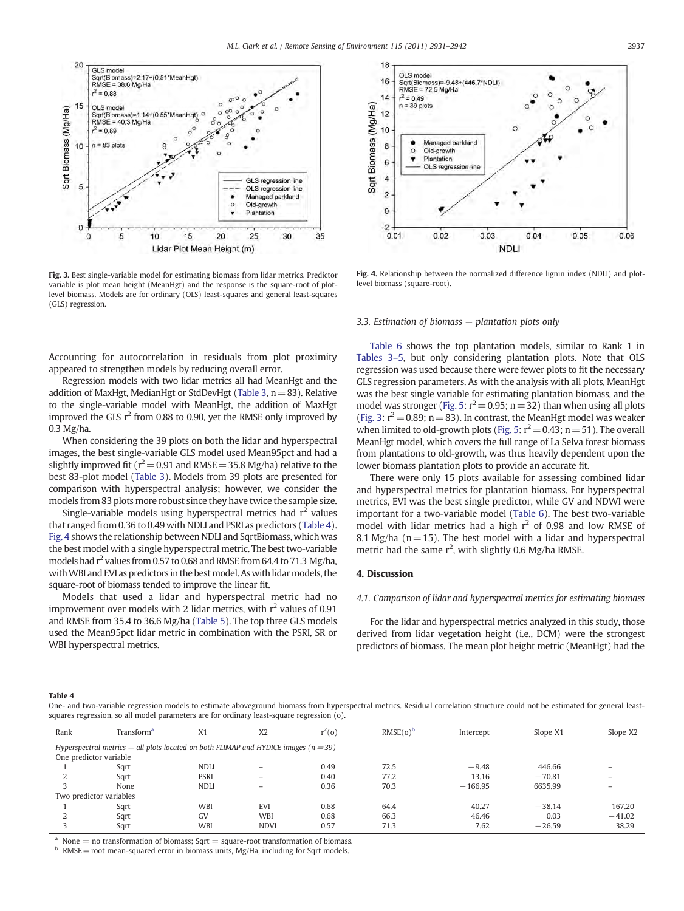Fig. 3. Best single-variable model for estimating biomass from lidar metrics. Predictor variable is plot mean height (MeanHgt) and the response is the square-root of plot-level biomass. Models are for ordinary (OLS) least-squares and general least-squares (GLS) regression.

Fig. 4. Relationship between the normalized difference lignin index (NDLI) and plot-level biomass (square-root).

Accounting for autocorrelation in residuals from plot proximity appeared to strengthen models by reducing overall error.

Regression models with two lidar metrics all had MeanHgt and the addition of MaxHgt, MedianHgt or StdDevHgt (Table 3, n = 83). Relative to the single-variable model with MeanHgt, the addition of MaxHgt improved the GLS $r^2$ from 0.88 to 0.90, yet the RMSE only improved by 0.3 Mg/ha.

When considering the 39 plots on both the lidar and hyperspectral images, the best single-variable GLS model used Mean95pct and had a slightly improved fit ($r^2 = 0.91$ and RMSE = 35.8 Mg/ha) relative to the best 83-plot model (Table 3). Models from 39 plots are presented for comparison with hyperspectral analysis; however, we consider the models from 83 plots more robust since they have twice the sample size.

Single-variable models using hyperspectral metrics had $r^2$ values that ranged from 0.36 to 0.49 with NDLI and PSRI as predictors (Table 4). Fig. 4 shows the relationship between NDLI and SqrtBiomass, which was the best model with a single hyperspectral metric. The best two-variable models had $r^2$ values from 0.57 to 0.68 and RMSE from 64.4 to 71.3 Mg/ha, with WBI and EVI as predictors in the best model. As with lidar models, the square-root of biomass tended to improve the linear fit.

Models that used a lidar and hyperspectral metric had no improvement over models with 2 lidar metrics, with $r^2$ values of 0.91 and RMSE from 35.4 to 36.6 Mg/ha (Table 5). The top three GLS models used the Mean95pct lidar metric in combination with the PSRI, SR or WBI hyperspectral metrics.

### 3.3. Estimation of biomass — plantation plots only

Table 6 shows the top plantation models, similar to Rank 1 in Tables 3–5, but only considering plantation plots. Note that OLS regression was used because there were fewer plots to fit the necessary GLS regression parameters. As with the analysis with all plots, MeanHgt was the best single variable for estimating plantation biomass, and the model was stronger (Fig. 5: $r^2 = 0.95$; n = 32) than when using all plots (Fig. 3: $r^2 = 0.89$; n = 83). In contrast, the MeanHgt model was weaker when limited to old-growth plots (Fig. 5: $r^2 = 0.43$; n = 51). The overall MeanHgt model, which covers the full range of La Selva forest biomass from plantations to old-growth, was thus heavily dependent upon the lower biomass plantation plots to provide an accurate fit.

There were only 15 plots available for assessing combined lidar and hyperspectral metrics for plantation biomass. For hyperspectral metrics, EVI was the best single predictor, while GV and NDWI were important for a two-variable model (Table 6). The best two-variable model with lidar metrics had a high $r^2$ of 0.98 and low RMSE of 8.1 Mg/ha (n = 15). The best model with a lidar and hyperspectral metric had the same $r^2$, with slightly 0.6 Mg/ha RMSE.

## 4. Discussion

### 4.1. Comparison of lidar and hyperspectral metrics for estimating biomass

For the lidar and hyperspectral metrics analyzed in this study, those derived from lidar vegetation height (i.e., DCM) were the strongest predictors of biomass. The mean plot height metric (MeanHgt) had the

**Table 4**
One- and two-variable regression models to estimate aboveground biomass from hyperspectral metrics. Residual correlation structure could not be estimated for general least-squares regression, so all model parameters are for ordinary least-squares regression (o).

| Rank | Transform[a] | X1 | X2 | $r^2$(o) | RMSE(o)[b] | Intercept | Slope X1 | Slope X2 |
|---|---|---|---|---|---|---|---|---|
| *Hyperspectral metrics — all plots located on both FLIMAP and HYDICE images (n = 39)* | | | | | | | | |
| One predictor variable | | | | | | | | |
| 1 | Sqrt | NDLI | – | 0.49 | 72.5 | −9.48 | 446.66 | – |
| 2 | Sqrt | PSRI | – | 0.40 | 77.2 | 13.16 | −70.81 | – |
| 3 | None | NDLI | – | 0.36 | 70.3 | −166.95 | 6635.99 | – |
| Two predictor variables | | | | | | | | |
| 1 | Sqrt | WBI | EVI | 0.68 | 64.4 | 40.27 | −38.14 | 167.20 |
| 2 | Sqrt | GV | WBI | 0.68 | 66.3 | 46.46 | 0.03 | −41.02 |
| 3 | Sqrt | WBI | NDVI | 0.57 | 71.3 | 7.62 | −26.59 | 38.29 |

[a] None = no transformation of biomass; Sqrt = square-root transformation of biomass.
[b] RMSE = root mean-squared error in biomass units, Mg/Ha, including for Sqrt models.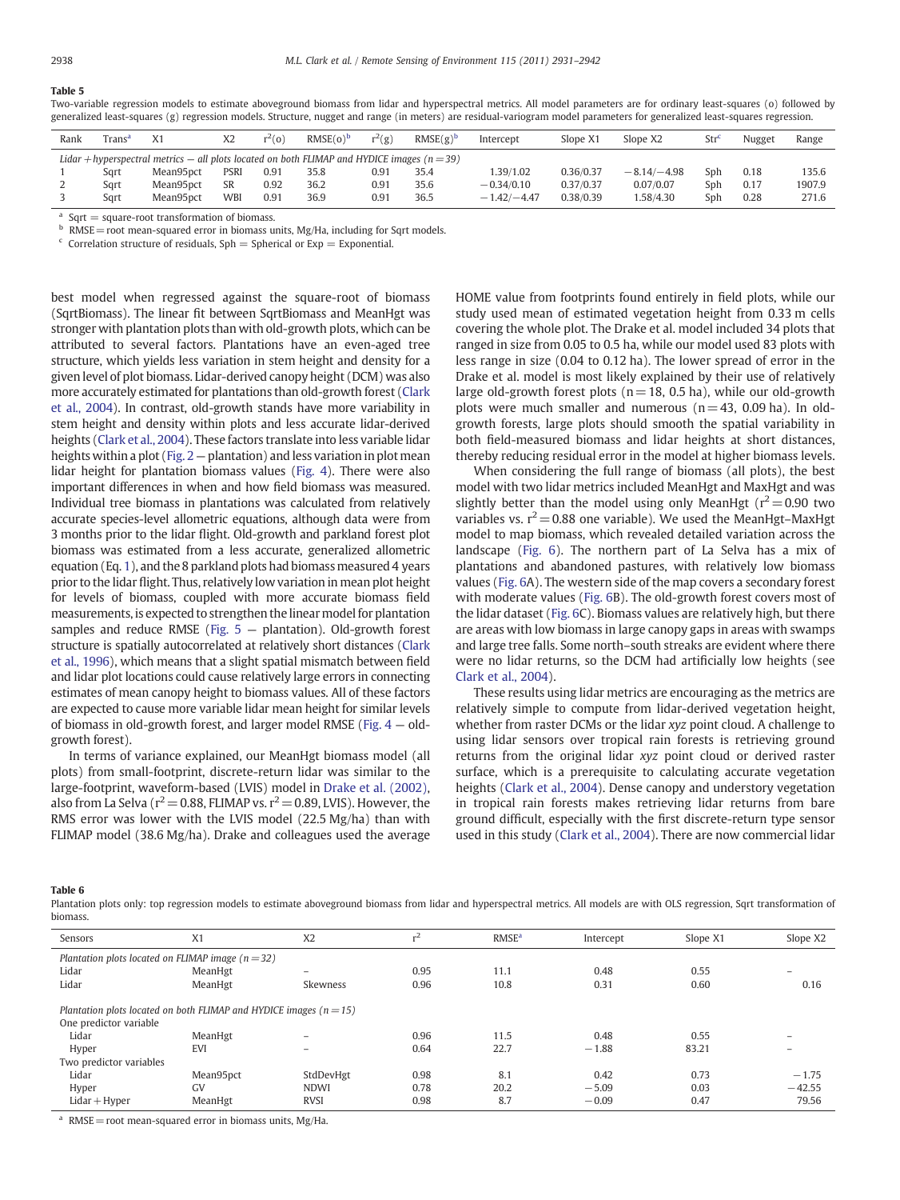**Table 5**
Two-variable regression models to estimate aboveground biomass from lidar and hyperspectral metrics. All model parameters are for ordinary least-squares (o) followed by generalized least-squares (g) regression models. Structure, nugget and range (in meters) are residual-variogram model parameters for generalized least-squares regression.

| Rank | Trans[a] | X1 | X2 | $r^2$(o) | RMSE(o)[b] | $r^2$(g) | RMSE(g)[b] | Intercept | Slope X1 | Slope X2 | Str[c] | Nugget | Range |
|---|---|---|---|---|---|---|---|---|---|---|---|---|---|
| *Lidar + hyperspectral metrics — all plots located on both FLIMAP and HYDICE images (n = 39)* | | | | | | | | | | | | | |
| 1 | Sqrt | Mean95pct | PSRI | 0.91 | 35.8 | 0.91 | 35.4 | 1.39/1.02 | 0.36/0.37 | −8.14/−4.98 | Sph | 0.18 | 135.6 |
| 2 | Sqrt | Mean95pct | SR | 0.92 | 36.2 | 0.91 | 35.6 | −0.34/0.10 | 0.37/0.37 | 0.07/0.07 | Sph | 0.17 | 1907.9 |
| 3 | Sqrt | Mean95pct | WBI | 0.91 | 36.9 | 0.91 | 36.5 | −1.42/−4.47 | 0.38/0.39 | 1.58/4.30 | Sph | 0.28 | 271.6 |

[a] Sqrt = square-root transformation of biomass.
[b] RMSE = root mean-squared error in biomass units, Mg/Ha, including for Sqrt models.
[c] Correlation structure of residuals, Sph = Spherical or Exp = Exponential.

best model when regressed against the square-root of biomass (SqrtBiomass). The linear fit between SqrtBiomass and MeanHgt was stronger with plantation plots than with old-growth plots, which can be attributed to several factors. Plantations have an even-aged tree structure, which yields less variation in stem height and density for a given level of plot biomass. Lidar-derived canopy height (DCM) was also more accurately estimated for plantations than old-growth forest (Clark et al., 2004). In contrast, old-growth stands have more variability in stem height and density within plots and less accurate lidar-derived heights (Clark et al., 2004). These factors translate into less variable lidar heights within a plot (Fig. 2 — plantation) and less variation in plot mean lidar height for plantation biomass values (Fig. 4). There were also important differences in when and how field biomass was measured. Individual tree biomass in plantations was calculated from relatively accurate species-level allometric equations, although data were from 3 months prior to the lidar flight. Old-growth and parkland forest plot biomass was estimated from a less accurate, generalized allometric equation (Eq. 1), and the 8 parkland plots had biomass measured 4 years prior to the lidar flight. Thus, relatively low variation in mean plot height for levels of biomass, coupled with more accurate biomass field measurements, is expected to strengthen the linear model for plantation samples and reduce RMSE (Fig. 5 — plantation). Old-growth forest structure is spatially autocorrelated at relatively short distances (Clark et al., 1996), which means that a slight spatial mismatch between field and lidar plot locations could cause relatively large errors in connecting estimates of mean canopy height to biomass values. All of these factors are expected to cause more variable lidar mean height for similar levels of biomass in old-growth forest, and larger model RMSE (Fig. 4 — old-growth forest).

In terms of variance explained, our MeanHgt biomass model (all plots) from small-footprint, discrete-return lidar was similar to the large-footprint, waveform-based (LVIS) model in Drake et al. (2002), also from La Selva ($r^2 = 0.88$, FLIMAP vs. $r^2 = 0.89$, LVIS). However, the RMS error was lower with the LVIS model (22.5 Mg/ha) than with FLIMAP model (38.6 Mg/ha). Drake and colleagues used the average HOME value from footprints found entirely in field plots, while our study used mean of estimated vegetation height from 0.33 m cells covering the whole plot. The Drake et al. model included 34 plots that ranged in size from 0.05 to 0.5 ha, while our model used 83 plots with less range in size (0.04 to 0.12 ha). The lower spread of error in the Drake et al. model is most likely explained by their use of relatively large old-growth forest plots (n = 18, 0.5 ha), while our old-growth plots were much smaller and numerous (n = 43, 0.09 ha). In old-growth forests, large plots should smooth the spatial variability in both field-measured biomass and lidar heights at short distances, thereby reducing residual error in the model at higher biomass levels.

When considering the full range of biomass (all plots), the best model with two lidar metrics included MeanHgt and MaxHgt and was slightly better than the model using only MeanHgt ($r^2 = 0.90$ two variables vs. $r^2 = 0.88$ one variable). We used the MeanHgt–MaxHgt model to map biomass, which revealed detailed variation across the landscape (Fig. 6). The northern part of La Selva has a mix of plantations and abandoned pastures, with relatively low biomass values (Fig. 6A). The western side of the map covers a secondary forest with moderate values (Fig. 6B). The old-growth forest covers most of the lidar dataset (Fig. 6C). Biomass values are relatively high, but there are areas with low biomass in large canopy gaps in areas with swamps and large tree falls. Some north–south streaks are evident where there were no lidar returns, so the DCM had artificially low heights (see Clark et al., 2004).

These results using lidar metrics are encouraging as the metrics are relatively simple to compute from lidar-derived vegetation height, whether from raster DCMs or the lidar *xyz* point cloud. A challenge to using lidar sensors over tropical rain forests is retrieving ground returns from the original lidar *xyz* point cloud or derived raster surface, which is a prerequisite to calculating accurate vegetation heights (Clark et al., 2004). Dense canopy and understory vegetation in tropical rain forests makes retrieving lidar returns from bare ground difficult, especially with the first discrete-return type sensor used in this study (Clark et al., 2004). There are now commercial lidar

**Table 6**
Plantation plots only: top regression models to estimate aboveground biomass from lidar and hyperspectral metrics. All models are with OLS regression, Sqrt transformation of biomass.

| Sensors | X1 | X2 | $r^2$ | RMSE[a] | Intercept | Slope X1 | Slope X2 |
|---|---|---|---|---|---|---|---|
| *Plantation plots located on FLIMAP image (n = 32)* | | | | | | | |
| Lidar | MeanHgt | – | 0.95 | 11.1 | 0.48 | 0.55 | – |
| Lidar | MeanHgt | Skewness | 0.96 | 10.8 | 0.31 | 0.60 | 0.16 |
| *Plantation plots located on both FLIMAP and HYDICE images (n = 15)* | | | | | | | |
| One predictor variable | | | | | | | |
| Lidar | MeanHgt | – | 0.96 | 11.5 | 0.48 | 0.55 | – |
| Hyper | EVI | – | 0.64 | 22.7 | −1.88 | 83.21 | – |
| Two predictor variables | | | | | | | |
| Lidar | Mean95pct | StdDevHgt | 0.98 | 8.1 | 0.42 | 0.73 | −1.75 |
| Hyper | GV | NDWI | 0.78 | 20.2 | −5.09 | 0.03 | −42.55 |
| Lidar + Hyper | MeanHgt | RVSI | 0.98 | 8.7 | −0.09 | 0.47 | 79.56 |

[a] RMSE = root mean-squared error in biomass units, Mg/Ha.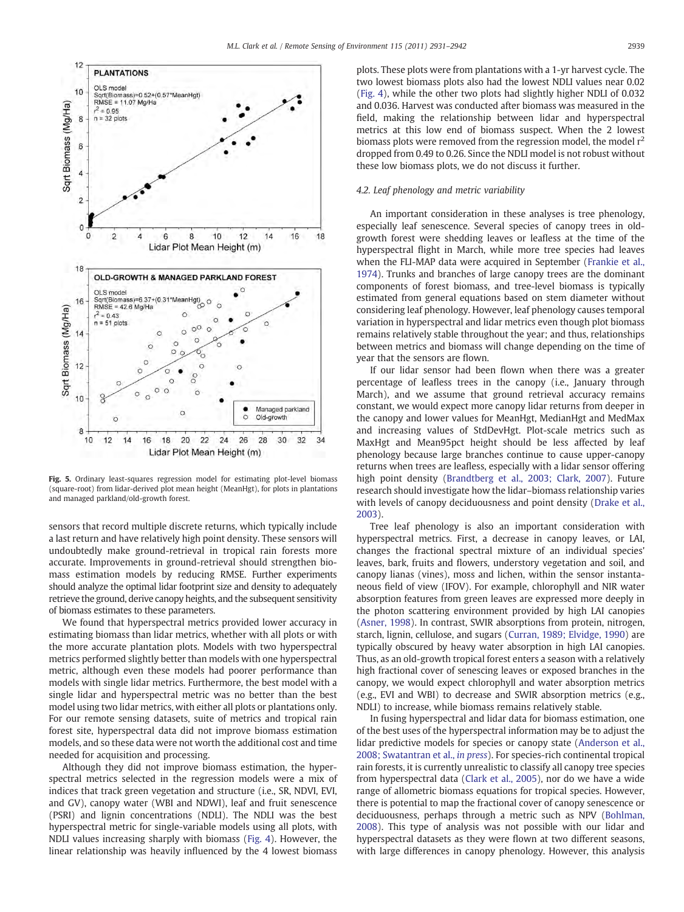Fig. 5. Ordinary least-squares regression model for estimating plot-level biomass (square-root) from lidar-derived plot mean height (MeanHgt), for plots in plantations and managed parkland/old-growth forest.

sensors that record multiple discrete returns, which typically include a last return and have relatively high point density. These sensors will undoubtedly make ground-retrieval in tropical rain forests more accurate. Improvements in ground-retrieval should strengthen biomass estimation models by reducing RMSE. Further experiments should analyze the optimal lidar footprint size and density to adequately retrieve the ground, derive canopy heights, and the subsequent sensitivity of biomass estimates to these parameters.

We found that hyperspectral metrics provided lower accuracy in estimating biomass than lidar metrics, whether with all plots or with the more accurate plantation plots. Models with two hyperspectral metrics performed slightly better than models with one hyperspectral metric, although even these models had poorer performance than models with single lidar metrics. Furthermore, the best model with a single lidar and hyperspectral metric was no better than the best model using two lidar metrics, with either all plots or plantations only. For our remote sensing datasets, suite of metrics and tropical rain forest site, hyperspectral data did not improve biomass estimation models, and so these data were not worth the additional cost and time needed for acquisition and processing.

Although they did not improve biomass estimation, the hyperspectral metrics selected in the regression models were a mix of indices that track green vegetation and structure (i.e., SR, NDVI, EVI, and GV), canopy water (WBI and NDWI), leaf and fruit senescence (PSRI) and lignin concentrations (NDLI). The NDLI was the best hyperspectral metric for single-variable models using all plots, with NDLI values increasing sharply with biomass (Fig. 4). However, the linear relationship was heavily influenced by the 4 lowest biomass plots. These plots were from plantations with a 1-yr harvest cycle. The two lowest biomass plots also had the lowest NDLI values near 0.02 (Fig. 4), while the other two plots had slightly higher NDLI of 0.032 and 0.036. Harvest was conducted after biomass was measured in the field, making the relationship between lidar and hyperspectral metrics at this low end of biomass suspect. When the 2 lowest biomass plots were removed from the regression model, the model $r^2$ dropped from 0.49 to 0.26. Since the NDLI model is not robust without these low biomass plots, we do not discuss it further.

### 4.2. Leaf phenology and metric variability

An important consideration in these analyses is tree phenology, especially leaf senescence. Several species of canopy trees in old-growth forest were shedding leaves or leafless at the time of the hyperspectral flight in March, while more tree species had leaves when the FLI-MAP data were acquired in September (Frankie et al., 1974). Trunks and branches of large canopy trees are the dominant components of forest biomass, and tree-level biomass is typically estimated from general equations based on stem diameter without considering leaf phenology. However, leaf phenology causes temporal variation in hyperspectral and lidar metrics even though plot biomass remains relatively stable throughout the year; and thus, relationships between metrics and biomass will change depending on the time of year that the sensors are flown.

If our lidar sensor had been flown when there was a greater percentage of leafless trees in the canopy (i.e., January through March), and we assume that ground retrieval accuracy remains constant, we would expect more canopy lidar returns from deeper in the canopy and lower values for MeanHgt, MedianHgt and MedMax and increasing values of StdDevHgt. Plot-scale metrics such as MaxHgt and Mean95pct height should be less affected by leaf phenology because large branches continue to cause upper-canopy returns when trees are leafless, especially with a lidar sensor offering high point density (Brandtberg et al., 2003; Clark, 2007). Future research should investigate how the lidar–biomass relationship varies with levels of canopy deciduousness and point density (Drake et al., 2003).

Tree leaf phenology is also an important consideration with hyperspectral metrics. First, a decrease in canopy leaves, or LAI, changes the fractional spectral mixture of an individual species' leaves, bark, fruits and flowers, understory vegetation and soil, and canopy lianas (vines), moss and lichen, within the sensor instantaneous field of view (IFOV). For example, chlorophyll and NIR water absorption features from green leaves are expressed more deeply in the photon scattering environment provided by high LAI canopies (Asner, 1998). In contrast, SWIR absorptions from protein, nitrogen, starch, lignin, cellulose, and sugars (Curran, 1989; Elvidge, 1990) are typically obscured by heavy water absorption in high LAI canopies. Thus, as an old-growth tropical forest enters a season with a relatively high fractional cover of senescing leaves or exposed branches in the canopy, we would expect chlorophyll and water absorption metrics (e.g., EVI and WBI) to decrease and SWIR absorption metrics (e.g., NDLI) to increase, while biomass remains relatively stable.

In fusing hyperspectral and lidar data for biomass estimation, one of the best uses of the hyperspectral information may be to adjust the lidar predictive models for species or canopy state (Anderson et al., 2008; Swatantran et al., *in press*). For species-rich continental tropical rain forests, it is currently unrealistic to classify all canopy tree species from hyperspectral data (Clark et al., 2005), nor do we have a wide range of allometric biomass equations for tropical species. However, there is potential to map the fractional cover of canopy senescence or deciduousness, perhaps through a metric such as NPV (Bohlman, 2008). This type of analysis was not possible with our lidar and hyperspectral datasets as they were flown at two different seasons, with large differences in canopy phenology. However, this analysis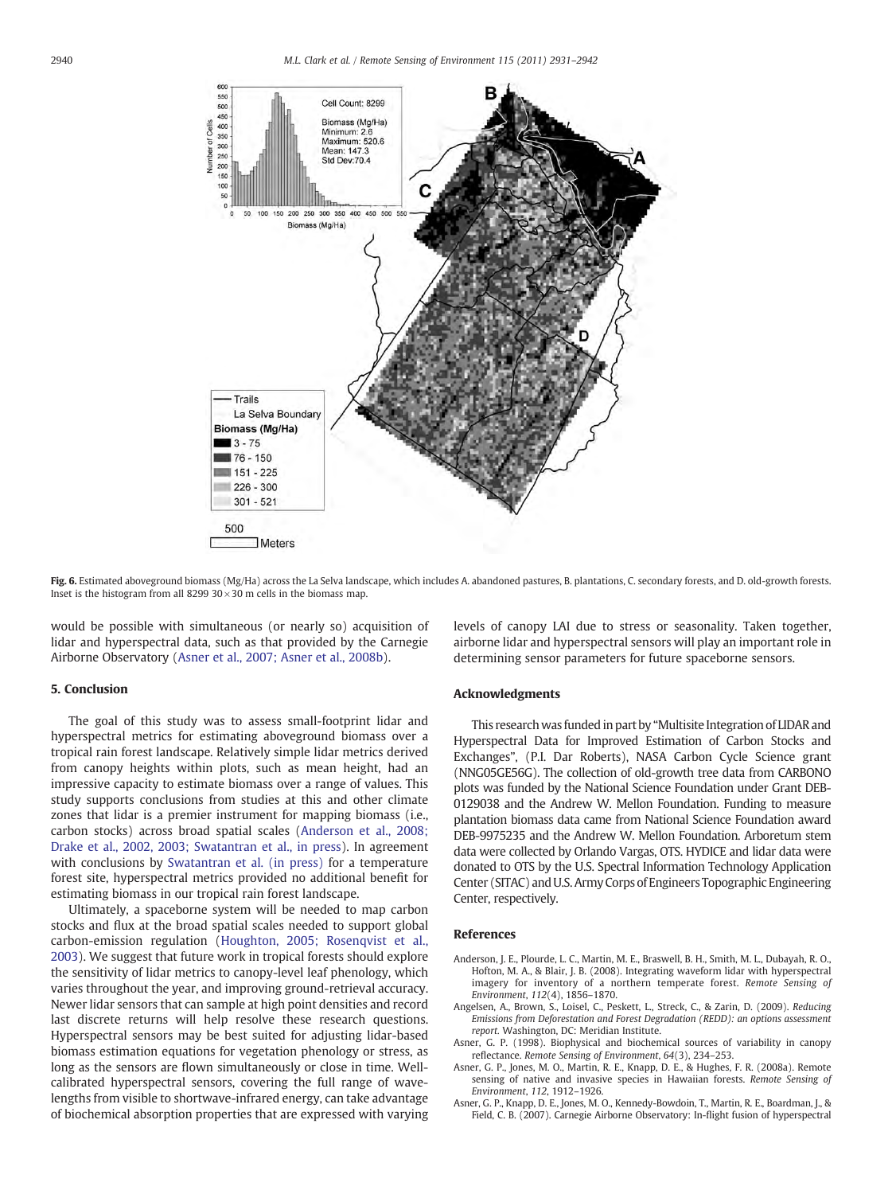Fig. 6. Estimated aboveground biomass (Mg/Ha) across the La Selva landscape, which includes A. abandoned pastures, B. plantations, C. secondary forests, and D. old-growth forests. Inset is the histogram from all 8299 30 × 30 m cells in the biomass map.

would be possible with simultaneous (or nearly so) acquisition of lidar and hyperspectral data, such as that provided by the Carnegie Airborne Observatory (Asner et al., 2007; Asner et al., 2008b).

## 5. Conclusion

The goal of this study was to assess small-footprint lidar and hyperspectral metrics for estimating aboveground biomass over a tropical rain forest landscape. Relatively simple lidar metrics derived from canopy heights within plots, such as mean height, had an impressive capacity to estimate biomass over a range of values. This study supports conclusions from studies at this and other climate zones that lidar is a premier instrument for mapping biomass (i.e., carbon stocks) across broad spatial scales (Anderson et al., 2008; Drake et al., 2002, 2003; Swatantran et al., in press). In agreement with conclusions by Swatantran et al. (in press) for a temperature forest site, hyperspectral metrics provided no additional benefit for estimating biomass in our tropical rain forest landscape.

Ultimately, a spaceborne system will be needed to map carbon stocks and flux at the broad spatial scales needed to support global carbon-emission regulation (Houghton, 2005; Rosenqvist et al., 2003). We suggest that future work in tropical forests should explore the sensitivity of lidar metrics to canopy-level leaf phenology, which varies throughout the year, and improving ground-retrieval accuracy. Newer lidar sensors that can sample at high point densities and record last discrete returns will help resolve these research questions. Hyperspectral sensors may be best suited for adjusting lidar-based biomass estimation equations for vegetation phenology or stress, as long as the sensors are flown simultaneously or close in time. Well-calibrated hyperspectral sensors, covering the full range of wavelengths from visible to shortwave-infrared energy, can take advantage of biochemical absorption properties that are expressed with varying levels of canopy LAI due to stress or seasonality. Taken together, airborne lidar and hyperspectral sensors will play an important role in determining sensor parameters for future spaceborne sensors.

## Acknowledgments

This research was funded in part by "Multisite Integration of LIDAR and Hyperspectral Data for Improved Estimation of Carbon Stocks and Exchanges", (P.I. Dar Roberts), NASA Carbon Cycle Science grant (NNG05GE56G). The collection of old-growth tree data from CARBONO plots was funded by the National Science Foundation under Grant DEB-0129038 and the Andrew W. Mellon Foundation. Funding to measure plantation biomass data came from National Science Foundation award DEB-9975235 and the Andrew W. Mellon Foundation. Arboretum stem data were collected by Orlando Vargas, OTS. HYDICE and lidar data were donated to OTS by the U.S. Spectral Information Technology Application Center (SITAC) and U.S. Army Corps of Engineers Topographic Engineering Center, respectively.

## References

Anderson, J. E., Plourde, L. C., Martin, M. E., Braswell, B. H., Smith, M. L., Dubayah, R. O., Hofton, M. A., & Blair, J. B. (2008). Integrating waveform lidar with hyperspectral imagery for inventory of a northern temperate forest. *Remote Sensing of Environment*, *112*(4), 1856–1870.

Angelsen, A., Brown, S., Loisel, C., Peskett, L., Streck, C., & Zarin, D. (2009). *Reducing Emissions from Deforestation and Forest Degradation (REDD): an options assessment report*. Washington, DC: Meridian Institute.

Asner, G. P. (1998). Biophysical and biochemical sources of variability in canopy reflectance. *Remote Sensing of Environment*, *64*(3), 234–253.

Asner, G. P., Jones, M. O., Martin, R. E., Knapp, D. E., & Hughes, F. R. (2008a). Remote sensing of native and invasive species in Hawaiian forests. *Remote Sensing of Environment*, *112*, 1912–1926.

Asner, G. P., Knapp, D. E., Jones, M. O., Kennedy-Bowdoin, T., Martin, R. E., Boardman, J., & Field, C. B. (2007). Carnegie Airborne Observatory: In-flight fusion of hyperspectral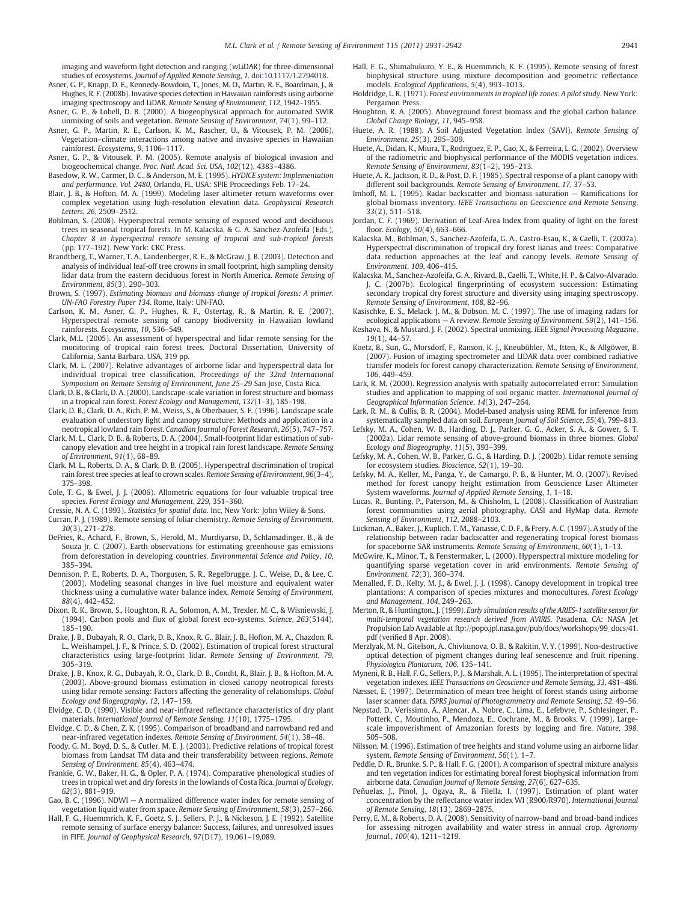imaging and waveform light detection and ranging (wLiDAR) for three-dimensional studies of ecosystems. *Journal of Applied Remote Sensing*, *1*. doi:10.1117/1.2794018.

Asner, G. P., Knapp, D. E., Kennedy-Bowdoin, T., Jones, M. O., Martin, R. E., Boardman, J., & Hughes, R. F. (2008b). Invasive species detection in Hawaiian rainforests using airborne imaging spectroscopy and LiDAR. *Remote Sensing of Environment*, *112*, 1942–1955.

Asner, G. P., & Lobell, D. B. (2000). A biogeophysical approach for automated SWIR unmixing of soils and vegetation. *Remote Sensing of Environment*, *74*(1), 99–112.

Asner, G. P., Martin, R. E., Carlson, K. M., Rascher, U., & Vitousek, P. M. (2006). Vegetation–climate interactions among native and invasive species in Hawaiian rainforest. *Ecosystems*, *9*, 1106–1117.

Asner, G. P., & Vitousek, P. M. (2005). Remote analysis of biological invasion and biogeochemical change. *Proc. Natl. Acad. Sci. USA*, *102*(12), 4383–4386.

Basedow, R. W., Carmer, D. C., & Anderson, M. E. (1995). *HYDICE system: Implementation and performance*, *Vol. 2480*, Orlando, FL, USA: SPIE Proceedings Feb. 17–24.

Blair, J. B., & Hofton, M. A. (1999). Modeling laser altimeter return waveforms over complex vegetation using high-resolution elevation data. *Geophysical Research Letters*, *26*, 2509–2512.

Bohlman, S. (2008). Hyperspectral remote sensing of exposed wood and deciduous trees in seasonal tropical forests. In M. Kalacska, & G. A. Sanchez-Azofeita (Eds.), *Chapter 8 in hyperspectral remote sensing of tropical and sub-tropical forests* (pp. 177–192). New York: CRC Press.

Brandtberg, T., Warner, T. A., Landenberger, R. E., & McGraw, J. B. (2003). Detection and analysis of individual leaf-off tree crowns in small footprint, high sampling density lidar data from the eastern deciduous forest in North America. *Remote Sensing of Environment*, *85*(3), 290–303.

Brown, S. (1997). *Estimating biomass and biomass change of tropical forests: A primer. UN-FAO Forestry Paper 134*. Rome, Italy: UN-FAO.

Carlson, K. M., Asner, G. P., Hughes, R. F., Ostertag, R., & Martin, R. E. (2007). Hyperspectral remote sensing of canopy biodiversity in Hawaiian lowland rainforests. *Ecosystems*, *10*, 536–549.

Clark, M.L. (2005). An assessment of hyperspectral and lidar remote sensing for the monitoring of tropical rain forest trees. Doctoral Dissertation, University of California, Santa Barbara, USA, 319 pp.

Clark, M. L. (2007). Relative advantages of airborne lidar and hyperspectral data for individual tropical tree classification. *Proceedings of the 32nd International Symposium on Remote Sensing of Environment, June 25–29* San Jose, Costa Rica.

Clark, D. B., & Clark, D. A. (2000). Landscape-scale variation in forest structure and biomass in a tropical rain forest. *Forest Ecology and Management*, *137*(1–3), 185–198.

Clark, D. B., Clark, D. A., Rich, P. M., Weiss, S., & Oberbauer, S. F. (1996). Landscape scale evaluation of understory light and canopy structure: Methods and application in a neotropical lowland rain forest. *Canadian Journal of Forest Research*, *26*(5), 747–757.

Clark, M. L., Clark, D. B., & Roberts, D. A. (2004). Small-footprint lidar estimation of sub-canopy elevation and tree height in a tropical rain forest landscape. *Remote Sensing of Environment*, *91*(1), 68–89.

Clark, M. L., Roberts, D. A., & Clark, D. B. (2005). Hyperspectral discrimination of tropical rain forest tree species at leaf to crown scales. *Remote Sensing of Environment*, *96*(3–4), 375–398.

Cole, T. G., & Ewel, J. J. (2006). Allometric equations for four valuable tropical tree species. *Forest Ecology and Management*, *229*, 351–360.

Cressie, N. A. C. (1993). *Statistics for spatial data.* Inc, New York: John Wiley & Sons.

Curran, P. J. (1989). Remote sensing of foliar chemistry. *Remote Sensing of Environment*, *30*(3), 271–278.

DeFries, R., Achard, F., Brown, S., Herold, M., Murdiyarso, D., Schlamadinger, B., & de Souza Jr, C. (2007). Earth observations for estimating greenhouse gas emissions from deforestation in developing countries. *Environmental Science and Policy*, *10*, 385–394.

Dennison, P. E., Roberts, D. A., Thorgusen, S. R., Regelbrugge, J. C., Weise, D., & Lee, C. (2003). Modeling seasonal changes in live fuel moisture and equivalent water thickness using a cumulative water balance index. *Remote Sensing of Environment*, *88*(4), 442–452.

Dixon, R. K., Brown, S., Houghton, R. A., Solomon, A. M., Trexler, M. C., & Wisniewski, J. (1994). Carbon pools and flux of global forest eco-systems. *Science*, *263*(5144), 185–190.

Drake, J. B., Dubayah, R. O., Clark, D. B., Knox, R. G., Blair, J. B., Hofton, M. A., Chazdon, R. L., Weishampel, J. F., & Prince, S. D. (2002). Estimation of tropical forest structural characteristics using large-footprint lidar. *Remote Sensing of Environment*, *79*, 305–319.

Drake, J. B., Knox, R. G., Dubayah, R. O., Clark, D. B., Condit, R., Blair, J. B., & Hofton, M. A. (2003). Above-ground biomass estimation in closed canopy neotropical forests using lidar remote sensing: Factors affecting the generality of relationships. *Global Ecology and Biogeography*, *12*, 147–159.

Elvidge, C. D. (1990). Visible and near-infrared reflectance characteristics of dry plant materials. *International Journal of Remote Sensing*, *11*(10), 1775–1795.

Elvidge, C. D., & Chen, Z. K. (1995). Comparison of broadband and narrowband red and near-infrared vegetation indexes. *Remote Sensing of Environment*, *54*(1), 38–48.

Foody, G. M., Boyd, D. S., & Cutler, M. E. J. (2003). Predictive relations of tropical forest biomass from Landsat TM data and their transferability between regions. *Remote Sensing of Environment*, *85*(4), 463–474.

Frankie, G. W., Baker, H. G., & Opler, P. A. (1974). Comparative phenological studies of trees in tropical wet and dry forests in the lowlands of Costa Rica. *Journal of Ecology*, *62*(3), 881–919.

Gao, B. C. (1996). NDWI — A normalized difference water index for remote sensing of vegetation liquid water from space. *Remote Sensing of Environment*, *58*(3), 257–266.

Hall, F. G., Huemmrich, K. F., Goetz, S. J., Sellers, P. J., & Nickeson, J. E. (1992). Satellite remote sensing of surface energy balance: Success, failures, and unresolved issues in FIFE. *Journal of Geophysical Research*, *97*(D17), 19,061–19,089.

Hall, F. G., Shimabukuro, Y. E., & Huemmrich, K. F. (1995). Remote sensing of forest biophysical structure using mixture decomposition and geometric reflectance models. *Ecological Applications*, *5*(4), 993–1013.

Holdridge, L. R. (1971). *Forest environments in tropical life zones: A pilot study*. New York: Pergamon Press.

Houghton, R. A. (2005). Aboveground forest biomass and the global carbon balance. *Global Change Biology*, *11*, 945–958.

Huete, A. R. (1988). A Soil Adjusted Vegetation Index (SAVI). *Remote Sensing of Environment*, *25*(3), 295–309.

Huete, A., Didan, K., Miura, T., Rodriguez, E. P., Gao, X., & Ferreira, L. G. (2002). Overview of the radiometric and biophysical performance of the MODIS vegetation indices. *Remote Sensing of Environment*, *83*(1–2), 195–213.

Huete, A. R., Jackson, R. D., & Post, D. F. (1985). Spectral response of a plant canopy with different soil backgrounds. *Remote Sensing of Environment*, *17*, 37–53.

Imhoff, M. L. (1995). Radar backscatter and biomass saturation — Ramifications for global biomass inventory. *IEEE Transactions on Geoscience and Remote Sensing*, *33*(2), 511–518.

Jordan, C. F. (1969). Derivation of Leaf-Area Index from quality of light on the forest floor. *Ecology*, *50*(4), 663–666.

Kalacska, M., Bohlman, S., Sanchez-Azofeifa, G. A., Castro-Esau, K., & Caelli, T. (2007a). Hyperspectral discrimination of tropical dry forest lianas and trees: Comparative data reduction approaches at the leaf and canopy levels. *Remote Sensing of Environment*, *109*, 406–415.

Kalacska, M., Sanchez-Azofeifa, G. A., Rivard, B., Caelli, T., White, H. P., & Calvo-Alvarado, J. C. (2007b). Ecological fingerprinting of ecosystem succession: Estimating secondary tropical dry forest structure and diversity using imaging spectroscopy. *Remote Sensing of Environment*, *108*, 82–96.

Kasischke, E. S., Melack, J. M., & Dobson, M. C. (1997). The use of imaging radars for ecological applications — A review. *Remote Sensing of Environment*, *59*(2), 141–156.

Keshava, N., & Mustard, J. F. (2002). Spectral unmixing. *IEEE Signal Processing Magazine*, *19*(1), 44–57.

Koetz, B., Sun, G., Morsdorf, F., Ranson, K. J., Kneubühler, M., Itten, K., & Allgöwer, B. (2007). Fusion of imaging spectrometer and LIDAR data over combined radiative transfer models for forest canopy characterization. *Remote Sensing of Environment*, *106*, 449–459.

Lark, R. M. (2000). Regression analysis with spatially autocorrelated error: Simulation studies and application to mapping of soil organic matter. *International Journal of Geographical Information Science*, *14*(3), 247–264.

Lark, R. M., & Cullis, B. R. (2004). Model-based analysis using REML for inference from systematically sampled data on soil. *European Journal of Soil Science*, *55*(4), 799–813.

Lefsky, M. A., Cohen, W. B., Harding, D. J., Parker, G. G., Acker, S. A., & Gower, S. T. (2002a). Lidar remote sensing of above-ground biomass in three biomes. *Global Ecology and Biogeography*, *11*(5), 393–399.

Lefsky, M. A., Cohen, W. B., Parker, G. G., & Harding, D. J. (2002b). Lidar remote sensing for ecosystem studies. *Bioscience*, *52*(1), 19–30.

Lefsky, M. A., Keller, M., Panga, Y., de Camargo, P. B., & Hunter, M. O. (2007). Revised method for forest canopy height estimation from Geoscience Laser Altimeter System waveforms. *Journal of Applied Remote Sensing*, *1*, 1–18.

Lucas, R., Bunting, P., Paterson, M., & Chisholm, L. (2008). Classification of Australian forest communities using aerial photography, CASI and HyMap data. *Remote Sensing of Environment*, *112*, 2088–2103.

Luckman, A., Baker, J., Kuplich, T. M., Yanasse, C. D. F., & Frery, A. C. (1997). A study of the relationship between radar backscatter and regenerating tropical forest biomass for spaceborne SAR instruments. *Remote Sensing of Environment*, *60*(1), 1–13.

McGwire, K., Minor, T., & Fenstermaker, L. (2000). Hyperspectral mixture modeling for quantifying sparse vegetation cover in arid environments. *Remote Sensing of Environment*, *72*(3), 360–374.

Menalled, F. D., Kelty, M. J., & Ewel, J. J. (1998). Canopy development in tropical tree plantations: A comparison of species mixtures and monocultures. *Forest Ecology and Management*, *104*, 249–263.

Merton, R., & Huntington., J. (1999). *Early simulation results of the ARIES-1 satellite sensor for multi-temporal vegetation research derived from AVIRIS*. Pasadena, CA: NASA Jet Propulsion Lab Available at ftp://popo.jpl.nasa.gov/pub/docs/workshops/99_docs/41.pdf (verified 8 Apr. 2008).

Merzlyak, M. N., Gitelson, A., Chivkunova, O. B., & Rakitin, V. Y. (1999). Non-destructive optical detection of pigment changes during leaf senescence and fruit ripening. *Physiologica Plantarum*, *106*, 135–141.

Myneni, R. B., Hall, F. G., Sellers, P. J., & Marshak, A. L. (1995). The interpretation of spectral vegetation indexes. *IEEE Transactions on Geoscience and Remote Sensing*, *33*, 481–486.

Næsset, E. (1997). Determination of mean tree height of forest stands using airborne laser scanner data. *ISPRS Journal of Photogrammetry and Remote Sensing*, *52*, 49–56.

Nepstad, D., Veríssimo, A., Alencar, A., Nobre, C., Lima, E., Lefebvre, P., Schlesinger, P., Potterk, C., Moutinho, P., Mendoza, E., Cochrane, M., & Brooks, V. (1999). Large-scale impoverishment of Amazonian forests by logging and fire. *Nature*, *398*, 505–508.

Nilsson, M. (1996). Estimation of tree heights and stand volume using an airborne lidar system. *Remote Sensing of Environment*, *56*(1), 1–7.

Peddle, D. R., Brunke, S. P., & Hall, F. G. (2001). A comparison of spectral mixture analysis and ten vegetation indices for estimating boreal forest biophysical information from airborne data. *Canadian Journal of Remote Sensing*, *27*(6), 627–635.

Peñuelas, J., Pinol, J., Ogaya, R., & Filella, I. (1997). Estimation of plant water concentration by the reflectance water index WI (R900/R970). *International Journal of Remote Sensing*, *18*(13), 2869–2875.

Perry, E. M., & Roberts, D. A. (2008). Sensitivity of narrow-band and broad-band indices for assessing nitrogen availability and water stress in annual crop. *Agronomy Journal.*, *100*(4), 1211–1219.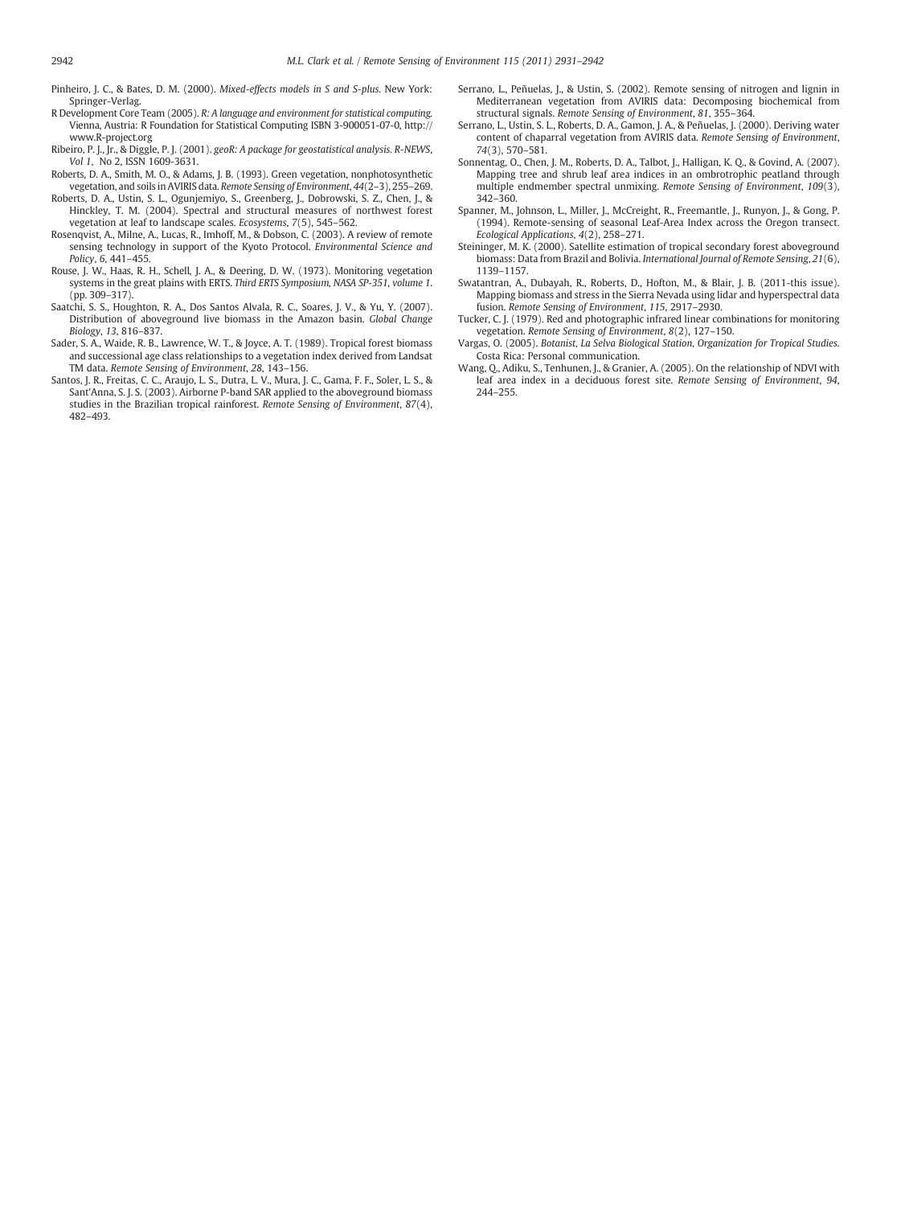Pinheiro, J. C., & Bates, D. M. (2000). *Mixed-effects models in S and S-plus*. New York: Springer-Verlag.

R Development Core Team (2005). *R: A language and environment for statistical computing*. Vienna, Austria: R Foundation for Statistical Computing ISBN 3-900051-07-0, http://www.R-project.org

Ribeiro, P. J., Jr., & Diggle, P. J. (2001). *geoR: A package for geostatistical analysis*. *R-NEWS*, *Vol 1*, No 2, ISSN 1609-3631.

Roberts, D. A., Smith, M. O., & Adams, J. B. (1993). Green vegetation, nonphotosynthetic vegetation, and soils in AVIRIS data. *Remote Sensing of Environment*, *44*(2–3), 255–269.

Roberts, D. A., Ustin, S. L., Ogunjemiyo, S., Greenberg, J., Dobrowski, S. Z., Chen, J., & Hinckley, T. M. (2004). Spectral and structural measures of northwest forest vegetation at leaf to landscape scales. *Ecosystems*, *7*(5), 545–562.

Rosenqvist, A., Milne, A., Lucas, R., Imhoff, M., & Dobson, C. (2003). A review of remote sensing technology in support of the Kyoto Protocol. *Environmental Science and Policy*, *6*, 441–455.

Rouse, J. W., Haas, R. H., Schell, J. A., & Deering, D. W. (1973). Monitoring vegetation systems in the great plains with ERTS. *Third ERTS Symposium, NASA SP-351*, *volume 1*. (pp. 309–317).

Saatchi, S. S., Houghton, R. A., Dos Santos Alvala, R. C., Soares, J. V., & Yu, Y. (2007). Distribution of aboveground live biomass in the Amazon basin. *Global Change Biology*, *13*, 816–837.

Sader, S. A., Waide, R. B., Lawrence, W. T., & Joyce, A. T. (1989). Tropical forest biomass and successional age class relationships to a vegetation index derived from Landsat TM data. *Remote Sensing of Environment*, *28*, 143–156.

Santos, J. R., Freitas, C. C., Araujo, L. S., Dutra, L. V., Mura, J. C., Gama, F. F., Soler, L. S., & Sant'Anna, S. J. S. (2003). Airborne P-band SAR applied to the aboveground biomass studies in the Brazilian tropical rainforest. *Remote Sensing of Environment*, *87*(4), 482–493.

Serrano, L., Peñuelas, J., & Ustin, S. (2002). Remote sensing of nitrogen and lignin in Mediterranean vegetation from AVIRIS data: Decomposing biochemical from structural signals. *Remote Sensing of Environment*, *81*, 355–364.

Serrano, L., Ustin, S. L., Roberts, D. A., Gamon, J. A., & Peñuelas, J. (2000). Deriving water content of chaparral vegetation from AVIRIS data. *Remote Sensing of Environment*, *74*(3), 570–581.

Sonnentag, O., Chen, J. M., Roberts, D. A., Talbot, J., Halligan, K. Q., & Govind, A. (2007). Mapping tree and shrub leaf area indices in an ombrotrophic peatland through multiple endmember spectral unmixing. *Remote Sensing of Environment*, *109*(3), 342–360.

Spanner, M., Johnson, L., Miller, J., McCreight, R., Freemantle, J., Runyon, J., & Gong, P. (1994). Remote-sensing of seasonal Leaf-Area Index across the Oregon transect. *Ecological Applications*, *4*(2), 258–271.

Steininger, M. K. (2000). Satellite estimation of tropical secondary forest aboveground biomass: Data from Brazil and Bolivia. *International Journal of Remote Sensing*, *21*(6), 1139–1157.

Swatantran, A., Dubayah, R., Roberts, D., Hofton, M., & Blair, J. B. (2011-this issue). Mapping biomass and stress in the Sierra Nevada using lidar and hyperspectral data fusion. *Remote Sensing of Environment*, *115*, 2917–2930.

Tucker, C. J. (1979). Red and photographic infrared linear combinations for monitoring vegetation. *Remote Sensing of Environment*, *8*(2), 127–150.

Vargas, O. (2005). *Botanist, La Selva Biological Station, Organization for Tropical Studies*. Costa Rica: Personal communication.

Wang, Q., Adiku, S., Tenhunen, J., & Granier, A. (2005). On the relationship of NDVI with leaf area index in a deciduous forest site. *Remote Sensing of Environment*, *94*, 244–255.